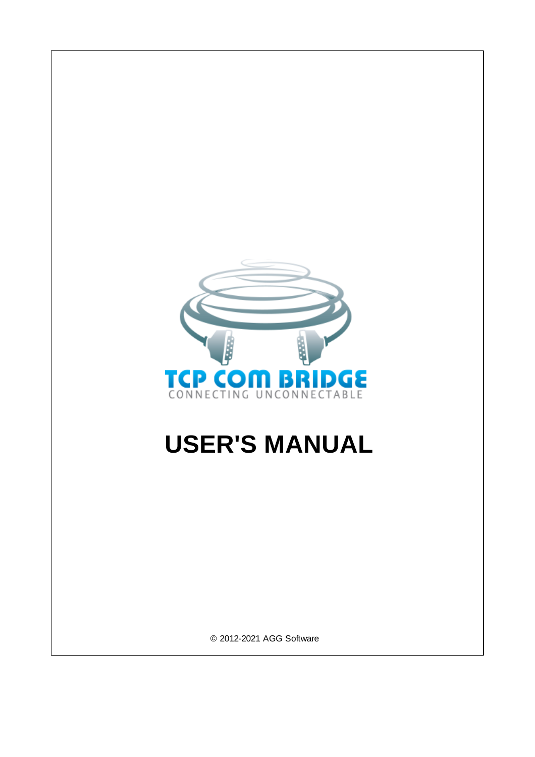TCP COM BRIDGE

CONNECTING UNCONNECTABLE

# USER'S MANUAL

© 2012-2021 AGG Software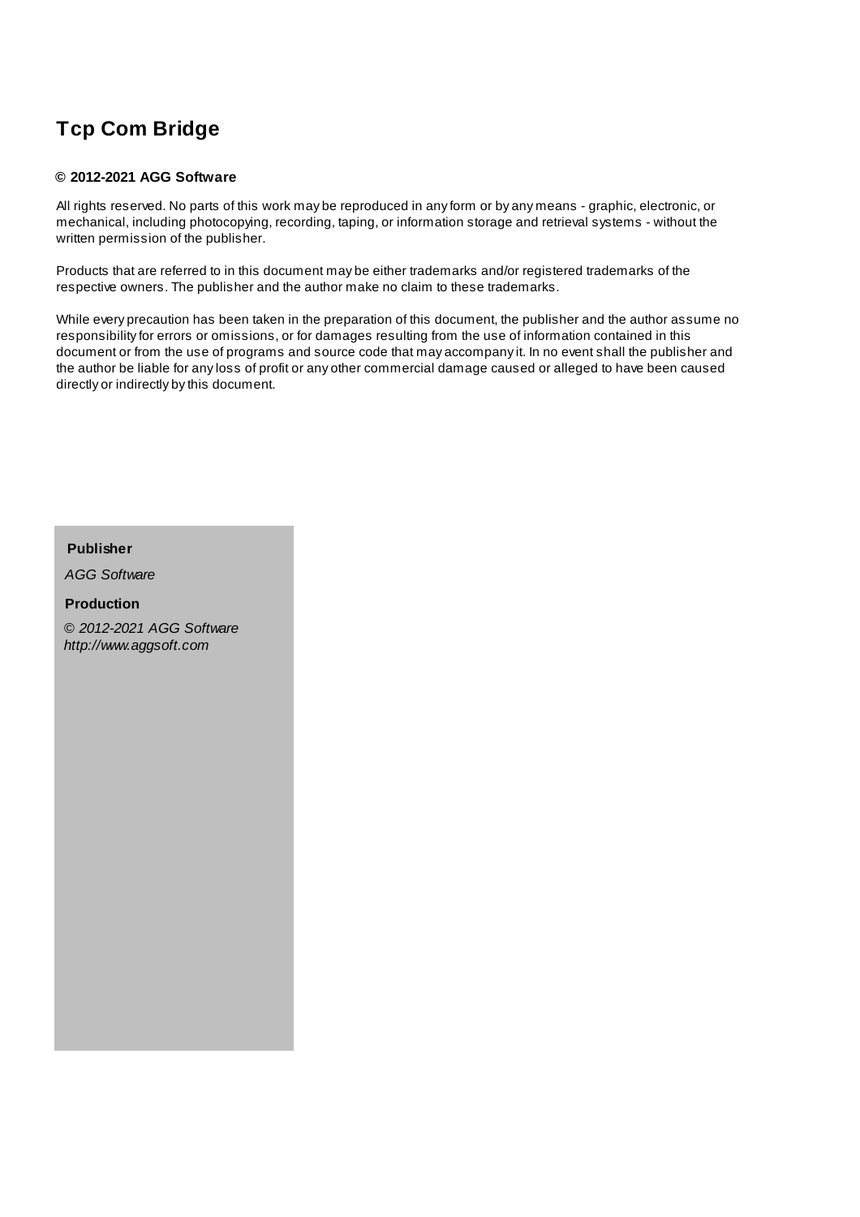# Tcp Com Bridge

**© 2012-2021 AGG Software**

All rights reserved. No parts of this work may be reproduced in any form or by any means - graphic, electronic, or mechanical, including photocopying, recording, taping, or information storage and retrieval systems - without the written permission of the publisher.

Products that are referred to in this document may be either trademarks and/or registered trademarks of the respective owners. The publisher and the author make no claim to these trademarks.

While every precaution has been taken in the preparation of this document, the publisher and the author assume no responsibility for errors or omissions, or for damages resulting from the use of information contained in this document or from the use of programs and source code that may accompany it. In no event shall the publisher and the author be liable for any loss of profit or any other commercial damage caused or alleged to have been caused directly or indirectly by this document.

**Publisher**

*AGG Software*

**Production**

*© 2012-2021 AGG Software*
*http://www.aggsoft.com*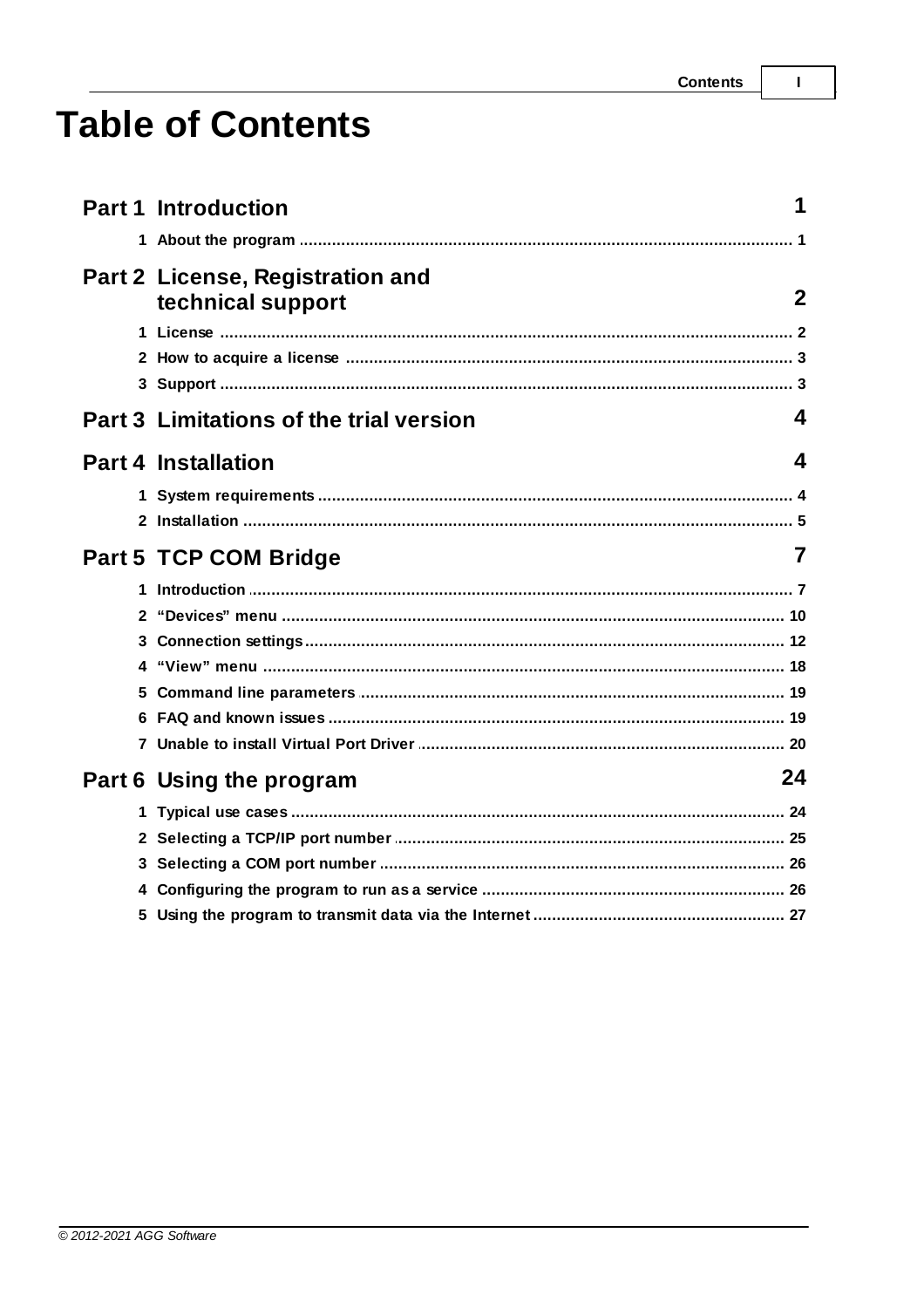# Table of Contents

**Part 1 Introduction** 1

1 About the program ... 1

**Part 2 License, Registration and technical support** 2

1 License ... 2

2 How to acquire a license ... 3

3 Support ... 3

**Part 3 Limitations of the trial version** 4

**Part 4 Installation** 4

1 System requirements ... 4

2 Installation ... 5

**Part 5 TCP COM Bridge** 7

1 Introduction ... 7

2 “Devices” menu ... 10

3 Connection settings ... 12

4 “View” menu ... 18

5 Command line parameters ... 19

6 FAQ and known issues ... 19

7 Unable to install Virtual Port Driver ... 20

**Part 6 Using the program** 24

1 Typical use cases ... 24

2 Selecting a TCP/IP port number ... 25

3 Selecting a COM port number ... 26

4 Configuring the program to run as a service ... 26

5 Using the program to transmit data via the Internet ... 27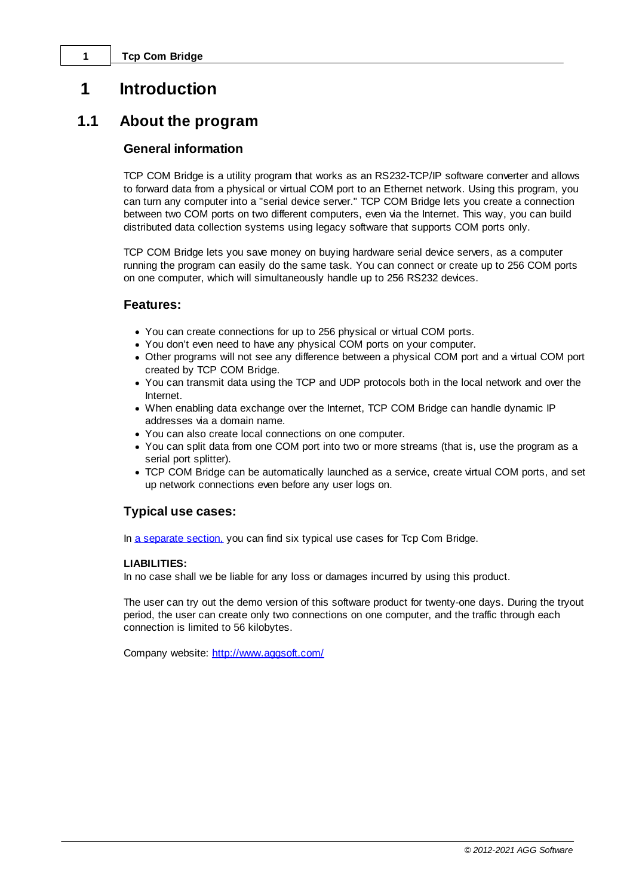# 1 Introduction

## 1.1 About the program

### General information

TCP COM Bridge is a utility program that works as an RS232-TCP/IP software converter and allows to forward data from a physical or virtual COM port to an Ethernet network. Using this program, you can turn any computer into a "serial device server." TCP COM Bridge lets you create a connection between two COM ports on two different computers, even via the Internet. This way, you can build distributed data collection systems using legacy software that supports COM ports only.

TCP COM Bridge lets you save money on buying hardware serial device servers, as a computer running the program can easily do the same task. You can connect or create up to 256 COM ports on one computer, which will simultaneously handle up to 256 RS232 devices.

### Features:

- You can create connections for up to 256 physical or virtual COM ports.
- You don't even need to have any physical COM ports on your computer.
- Other programs will not see any difference between a physical COM port and a virtual COM port created by TCP COM Bridge.
- You can transmit data using the TCP and UDP protocols both in the local network and over the Internet.
- When enabling data exchange over the Internet, TCP COM Bridge can handle dynamic IP addresses via a domain name.
- You can also create local connections on one computer.
- You can split data from one COM port into two or more streams (that is, use the program as a serial port splitter).
- TCP COM Bridge can be automatically launched as a service, create virtual COM ports, and set up network connections even before any user logs on.

### Typical use cases:

In a separate section, you can find six typical use cases for Tcp Com Bridge.

**LIABILITIES:**
In no case shall we be liable for any loss or damages incurred by using this product.

The user can try out the demo version of this software product for twenty-one days. During the tryout period, the user can create only two connections on one computer, and the traffic through each connection is limited to 56 kilobytes.

Company website: http://www.aggsoft.com/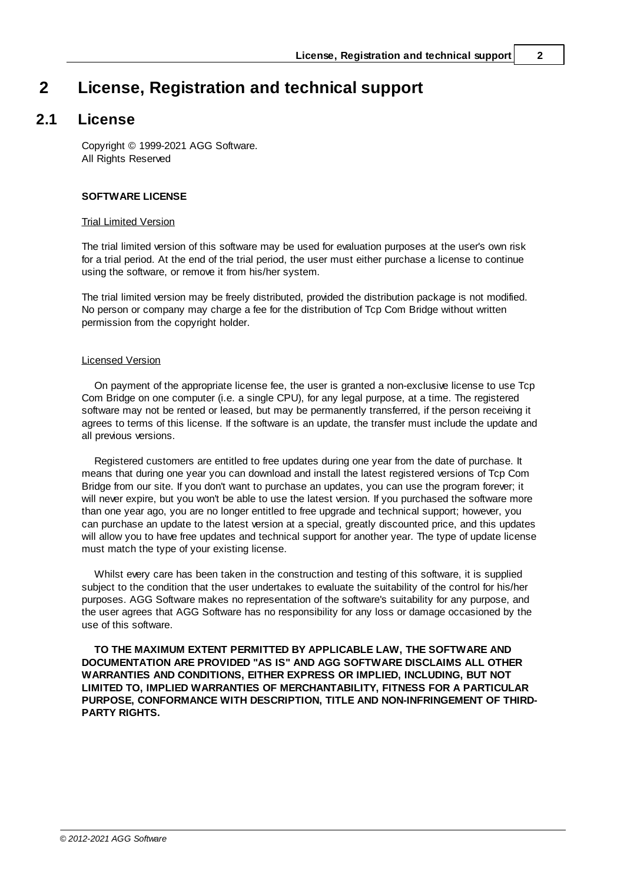# 2 License, Registration and technical support

## 2.1 License

Copyright © 1999-2021 AGG Software.
All Rights Reserved

**SOFTWARE LICENSE**

Trial Limited Version

The trial limited version of this software may be used for evaluation purposes at the user's own risk for a trial period. At the end of the trial period, the user must either purchase a license to continue using the software, or remove it from his/her system.

The trial limited version may be freely distributed, provided the distribution package is not modified. No person or company may charge a fee for the distribution of Tcp Com Bridge without written permission from the copyright holder.

Licensed Version

On payment of the appropriate license fee, the user is granted a non-exclusive license to use Tcp Com Bridge on one computer (i.e. a single CPU), for any legal purpose, at a time. The registered software may not be rented or leased, but may be permanently transferred, if the person receiving it agrees to terms of this license. If the software is an update, the transfer must include the update and all previous versions.

Registered customers are entitled to free updates during one year from the date of purchase. It means that during one year you can download and install the latest registered versions of Tcp Com Bridge from our site. If you don't want to purchase an updates, you can use the program forever; it will never expire, but you won't be able to use the latest version. If you purchased the software more than one year ago, you are no longer entitled to free upgrade and technical support; however, you can purchase an update to the latest version at a special, greatly discounted price, and this updates will allow you to have free updates and technical support for another year. The type of update license must match the type of your existing license.

Whilst every care has been taken in the construction and testing of this software, it is supplied subject to the condition that the user undertakes to evaluate the suitability of the control for his/her purposes. AGG Software makes no representation of the software's suitability for any purpose, and the user agrees that AGG Software has no responsibility for any loss or damage occasioned by the use of this software.

**TO THE MAXIMUM EXTENT PERMITTED BY APPLICABLE LAW, THE SOFTWARE AND DOCUMENTATION ARE PROVIDED "AS IS" AND AGG SOFTWARE DISCLAIMS ALL OTHER WARRANTIES AND CONDITIONS, EITHER EXPRESS OR IMPLIED, INCLUDING, BUT NOT LIMITED TO, IMPLIED WARRANTIES OF MERCHANTABILITY, FITNESS FOR A PARTICULAR PURPOSE, CONFORMANCE WITH DESCRIPTION, TITLE AND NON-INFRINGEMENT OF THIRD-PARTY RIGHTS.**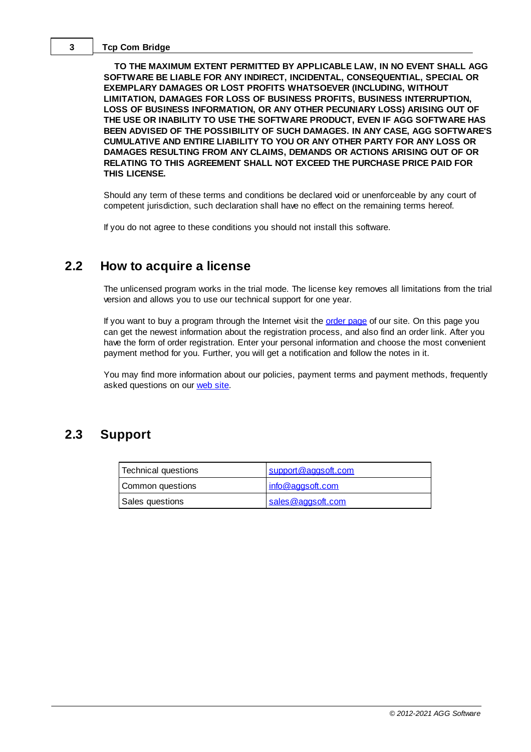**TO THE MAXIMUM EXTENT PERMITTED BY APPLICABLE LAW, IN NO EVENT SHALL AGG SOFTWARE BE LIABLE FOR ANY INDIRECT, INCIDENTAL, CONSEQUENTIAL, SPECIAL OR EXEMPLARY DAMAGES OR LOST PROFITS WHATSOEVER (INCLUDING, WITHOUT LIMITATION, DAMAGES FOR LOSS OF BUSINESS PROFITS, BUSINESS INTERRUPTION, LOSS OF BUSINESS INFORMATION, OR ANY OTHER PECUNIARY LOSS) ARISING OUT OF THE USE OR INABILITY TO USE THE SOFTWARE PRODUCT, EVEN IF AGG SOFTWARE HAS BEEN ADVISED OF THE POSSIBILITY OF SUCH DAMAGES. IN ANY CASE, AGG SOFTWARE'S CUMULATIVE AND ENTIRE LIABILITY TO YOU OR ANY OTHER PARTY FOR ANY LOSS OR DAMAGES RESULTING FROM ANY CLAIMS, DEMANDS OR ACTIONS ARISING OUT OF OR RELATING TO THIS AGREEMENT SHALL NOT EXCEED THE PURCHASE PRICE PAID FOR THIS LICENSE.**

Should any term of these terms and conditions be declared void or unenforceable by any court of competent jurisdiction, such declaration shall have no effect on the remaining terms hereof.

If you do not agree to these conditions you should not install this software.

## 2.2 How to acquire a license

The unlicensed program works in the trial mode. The license key removes all limitations from the trial version and allows you to use our technical support for one year.

If you want to buy a program through the Internet visit the order page of our site. On this page you can get the newest information about the registration process, and also find an order link. After you have the form of order registration. Enter your personal information and choose the most convenient payment method for you. Further, you will get a notification and follow the notes in it.

You may find more information about our policies, payment terms and payment methods, frequently asked questions on our web site.

## 2.3 Support

| Technical questions | support@aggsoft.com |
|---|---|
| Common questions | info@aggsoft.com |
| Sales questions | sales@aggsoft.com |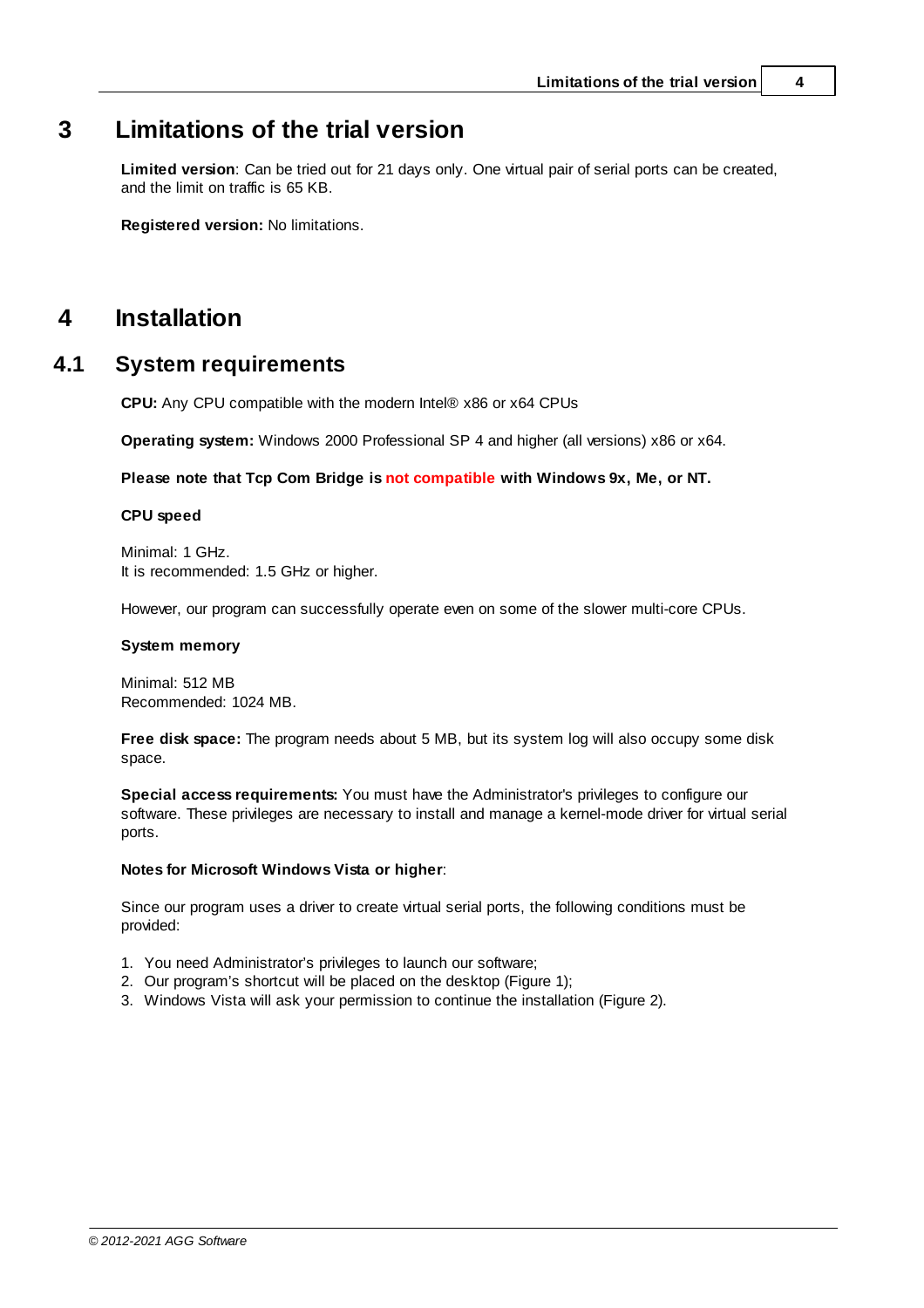# 3 Limitations of the trial version

**Limited version**: Can be tried out for 21 days only. One virtual pair of serial ports can be created, and the limit on traffic is 65 KB.

**Registered version:** No limitations.

# 4 Installation

## 4.1 System requirements

**CPU:** Any CPU compatible with the modern Intel® x86 or x64 CPUs

**Operating system:** Windows 2000 Professional SP 4 and higher (all versions) x86 or x64.

**Please note that Tcp Com Bridge is not compatible with Windows 9x, Me, or NT.**

**CPU speed**

Minimal: 1 GHz.
It is recommended: 1.5 GHz or higher.

However, our program can successfully operate even on some of the slower multi-core CPUs.

**System memory**

Minimal: 512 MB
Recommended: 1024 MB.

**Free disk space:** The program needs about 5 MB, but its system log will also occupy some disk space.

**Special access requirements:** You must have the Administrator's privileges to configure our software. These privileges are necessary to install and manage a kernel-mode driver for virtual serial ports.

**Notes for Microsoft Windows Vista or higher**:

Since our program uses a driver to create virtual serial ports, the following conditions must be provided:

1. You need Administrator's privileges to launch our software;
2. Our program's shortcut will be placed on the desktop (Figure 1);
3. Windows Vista will ask your permission to continue the installation (Figure 2).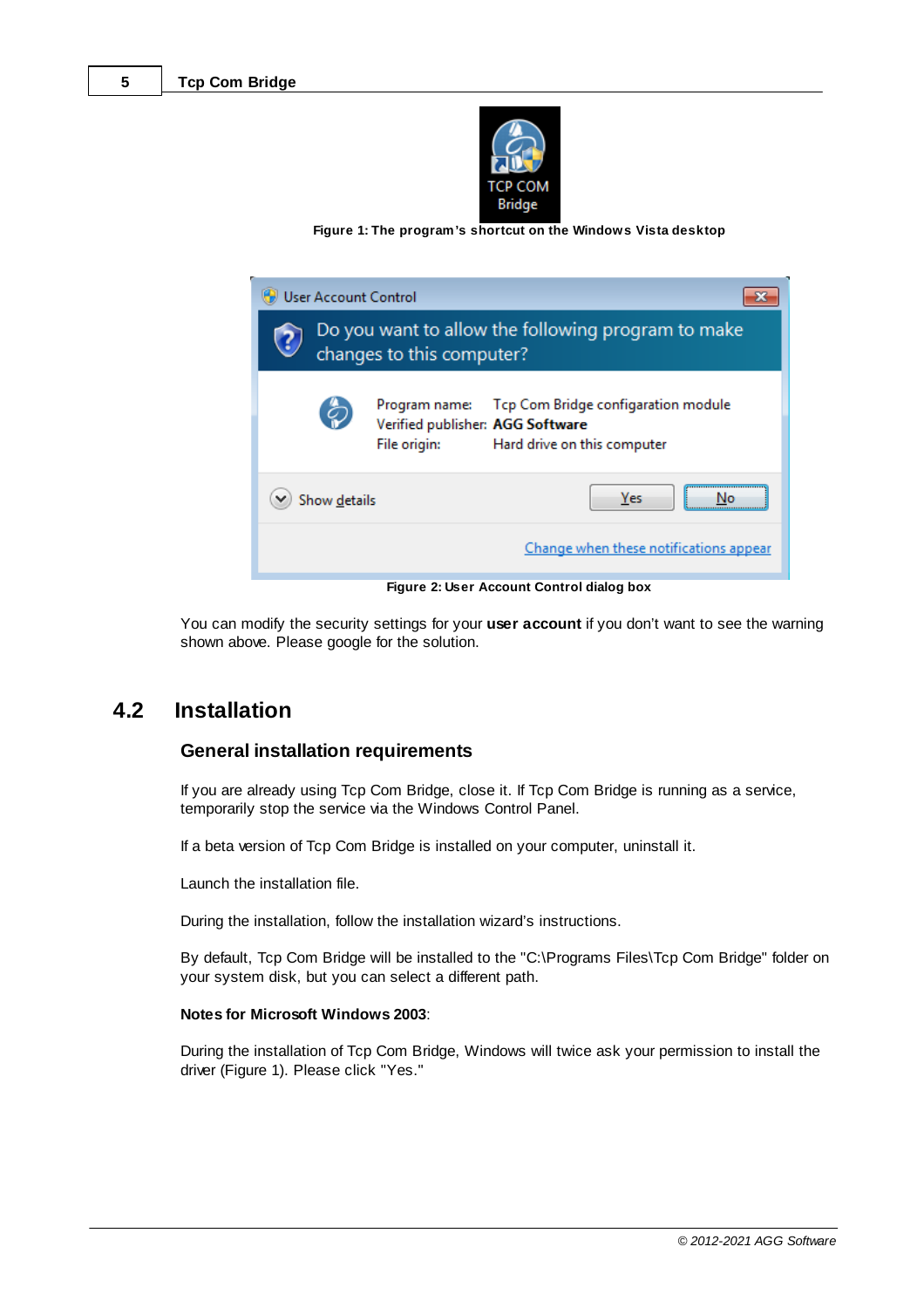Figure 1: The program's shortcut on the Windows Vista desktop

Figure 2: User Account Control dialog box

You can modify the security settings for your **user account** if you don't want to see the warning shown above. Please google for the solution.

## 4.2 Installation

### General installation requirements

If you are already using Tcp Com Bridge, close it. If Tcp Com Bridge is running as a service, temporarily stop the service via the Windows Control Panel.

If a beta version of Tcp Com Bridge is installed on your computer, uninstall it.

Launch the installation file.

During the installation, follow the installation wizard's instructions.

By default, Tcp Com Bridge will be installed to the "C:\Programs Files\Tcp Com Bridge" folder on your system disk, but you can select a different path.

**Notes for Microsoft Windows 2003**:

During the installation of Tcp Com Bridge, Windows will twice ask your permission to install the driver (Figure 1). Please click "Yes."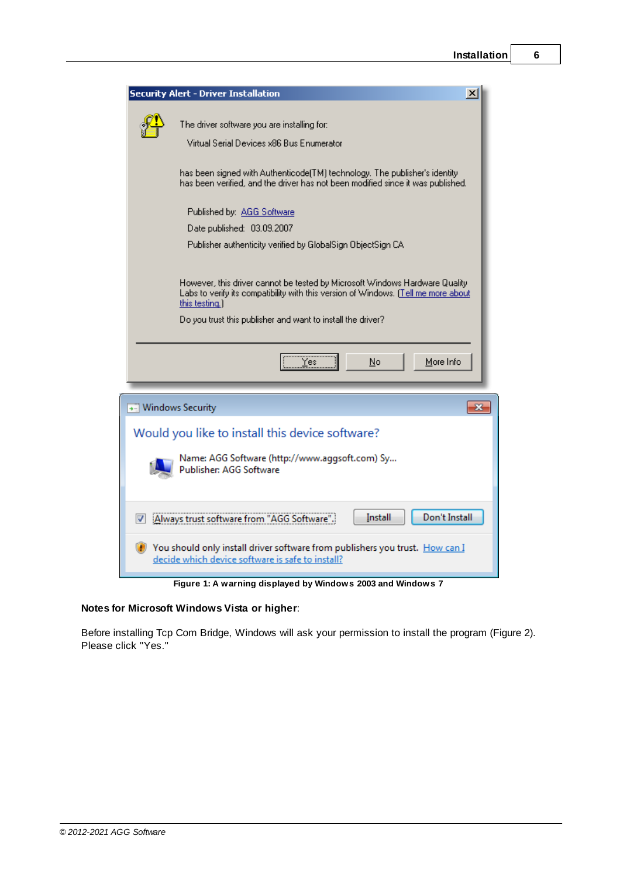Figure 1: A warning displayed by Windows 2003 and Windows 7

**Notes for Microsoft Windows Vista or higher**:

Before installing Tcp Com Bridge, Windows will ask your permission to install the program (Figure 2). Please click "Yes."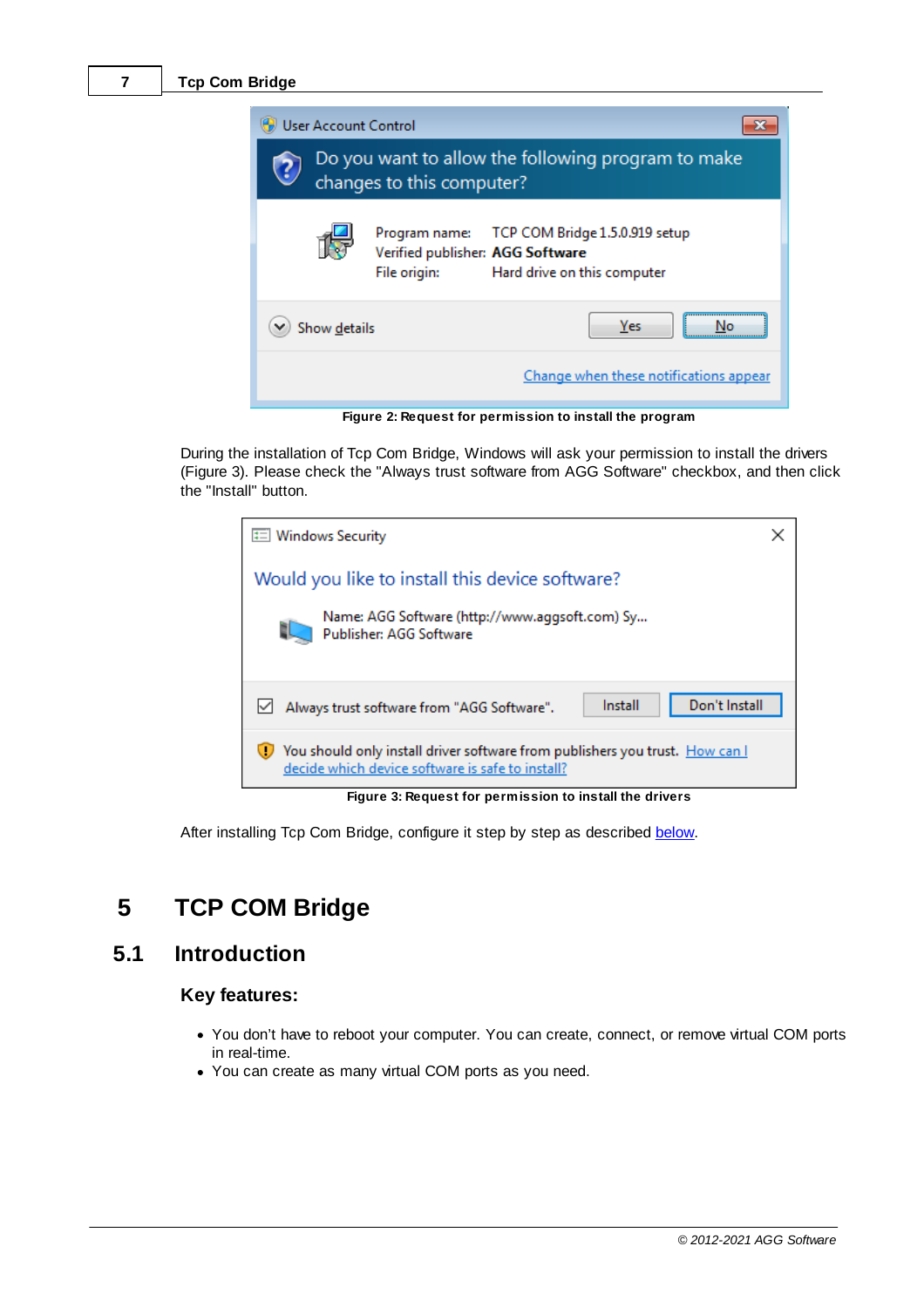Figure 2: Request for permission to install the program

During the installation of Tcp Com Bridge, Windows will ask your permission to install the drivers (Figure 3). Please check the "Always trust software from AGG Software" checkbox, and then click the "Install" button.

Figure 3: Request for permission to install the drivers

After installing Tcp Com Bridge, configure it step by step as described below.

# 5 TCP COM Bridge

## 5.1 Introduction

### Key features:

- You don't have to reboot your computer. You can create, connect, or remove virtual COM ports in real-time.
- You can create as many virtual COM ports as you need.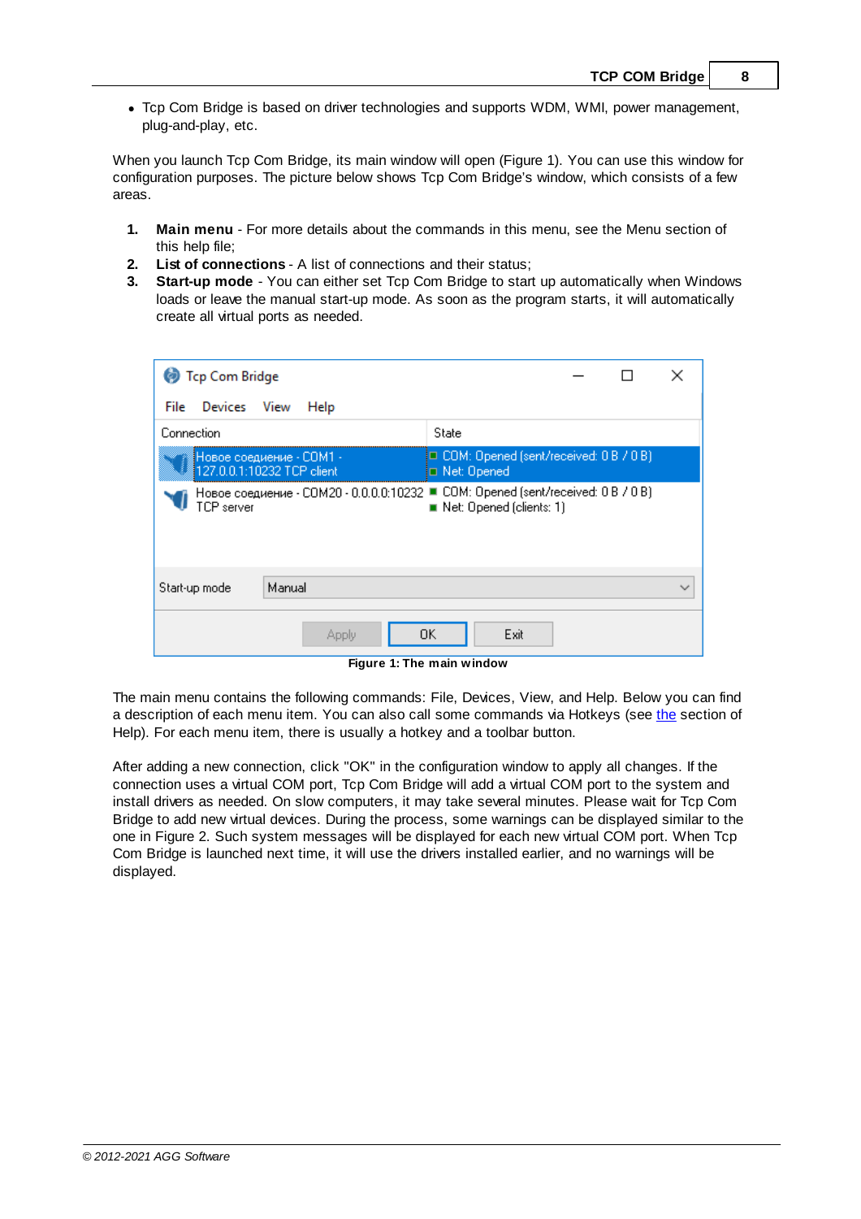- Tcp Com Bridge is based on driver technologies and supports WDM, WMI, power management, plug-and-play, etc.

When you launch Tcp Com Bridge, its main window will open (Figure 1). You can use this window for configuration purposes. The picture below shows Tcp Com Bridge's window, which consists of a few areas.

1. **Main menu** - For more details about the commands in this menu, see the Menu section of this help file;
2. **List of connections** - A list of connections and their status;
3. **Start-up mode** - You can either set Tcp Com Bridge to start up automatically when Windows loads or leave the manual start-up mode. As soon as the program starts, it will automatically create all virtual ports as needed.

**Figure 1: The main window**

The main menu contains the following commands: File, Devices, View, and Help. Below you can find a description of each menu item. You can also call some commands via Hotkeys (see the section of Help). For each menu item, there is usually a hotkey and a toolbar button.

After adding a new connection, click "OK" in the configuration window to apply all changes. If the connection uses a virtual COM port, Tcp Com Bridge will add a virtual COM port to the system and install drivers as needed. On slow computers, it may take several minutes. Please wait for Tcp Com Bridge to add new virtual devices. During the process, some warnings can be displayed similar to the one in Figure 2. Such system messages will be displayed for each new virtual COM port. When Tcp Com Bridge is launched next time, it will use the drivers installed earlier, and no warnings will be displayed.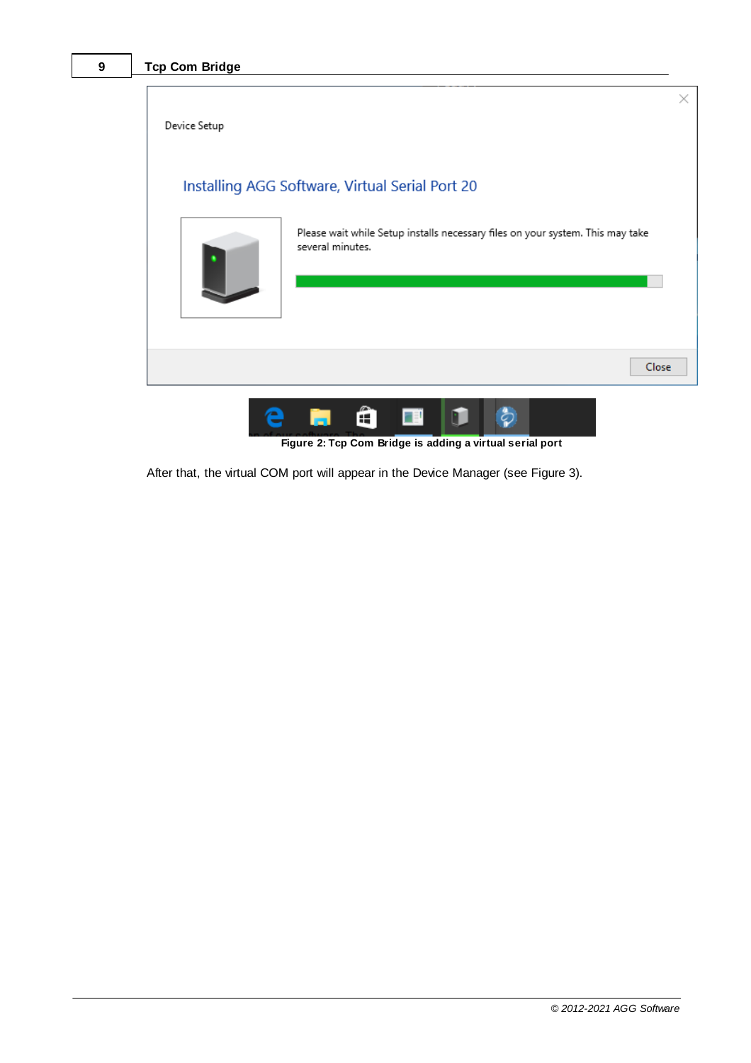Figure 2: Tcp Com Bridge is adding a virtual serial port

After that, the virtual COM port will appear in the Device Manager (see Figure 3).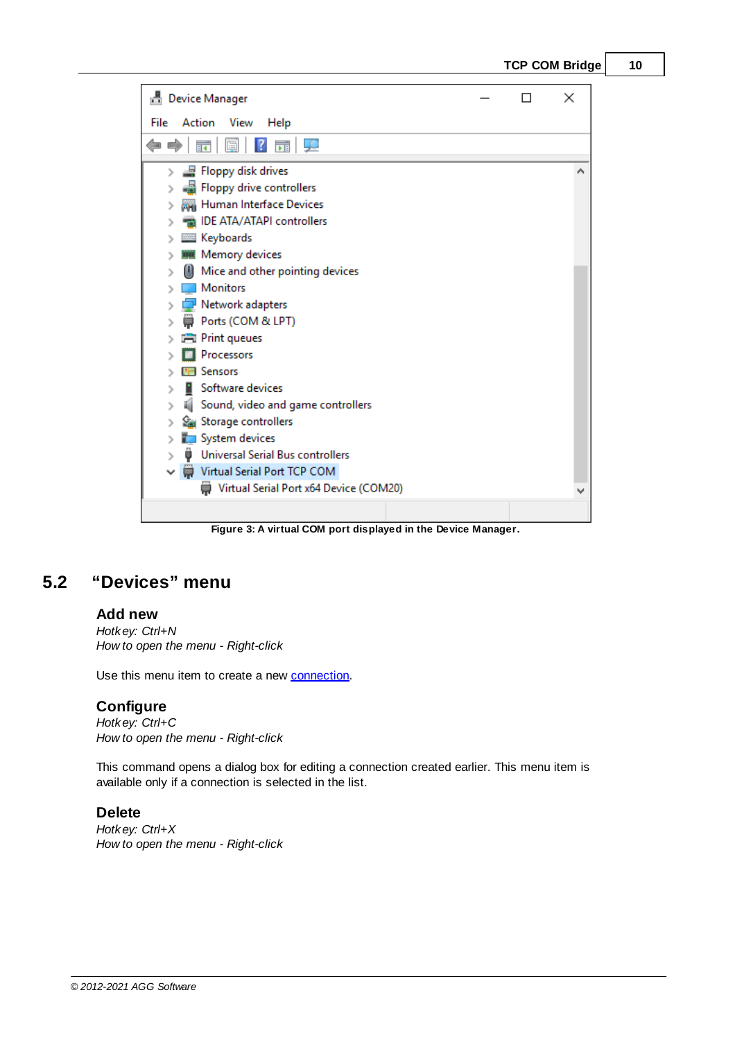Figure 3: A virtual COM port displayed in the Device Manager.

## 5.2 “Devices” menu

### Add new

*Hotkey: Ctrl+N*
*How to open the menu - Right-click*

Use this menu item to create a new connection.

### Configure

*Hotkey: Ctrl+C*
*How to open the menu - Right-click*

This command opens a dialog box for editing a connection created earlier. This menu item is available only if a connection is selected in the list.

### Delete

*Hotkey: Ctrl+X*
*How to open the menu - Right-click*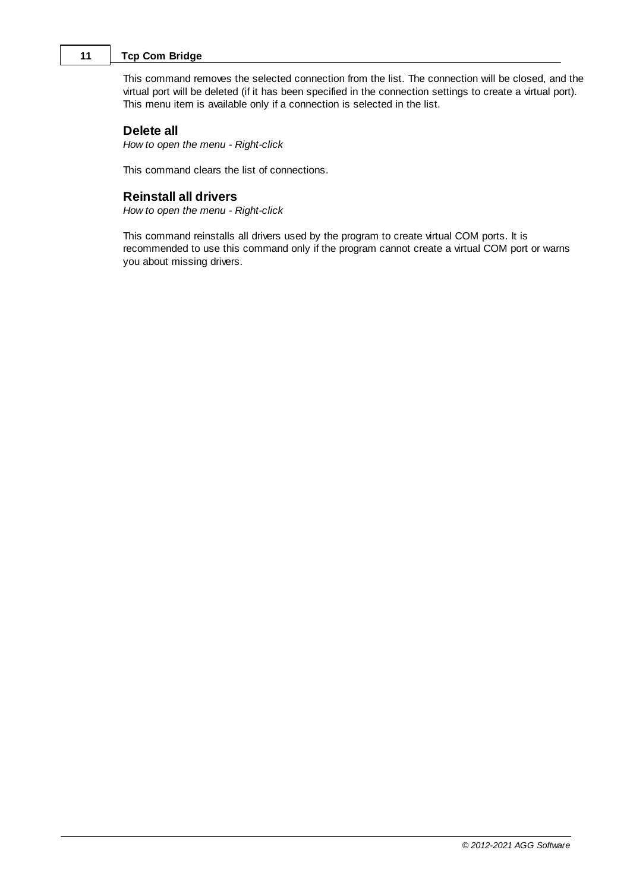This command removes the selected connection from the list. The connection will be closed, and the virtual port will be deleted (if it has been specified in the connection settings to create a virtual port). This menu item is available only if a connection is selected in the list.

### Delete all

*How to open the menu - Right-click*

This command clears the list of connections.

### Reinstall all drivers

*How to open the menu - Right-click*

This command reinstalls all drivers used by the program to create virtual COM ports. It is recommended to use this command only if the program cannot create a virtual COM port or warns you about missing drivers.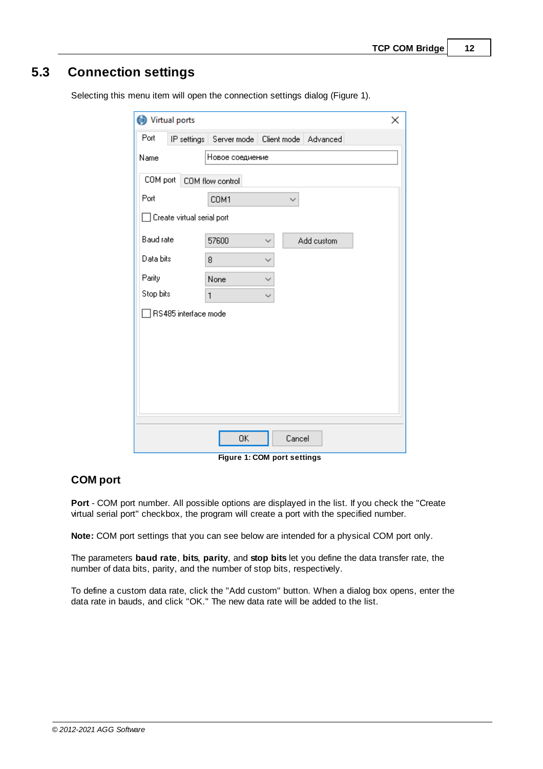## 5.3 Connection settings

Selecting this menu item will open the connection settings dialog (Figure 1).

Figure 1: COM port settings

### COM port

**Port** - COM port number. All possible options are displayed in the list. If you check the "Create virtual serial port" checkbox, the program will create a port with the specified number.

**Note:** COM port settings that you can see below are intended for a physical COM port only.

The parameters **baud rate**, **bits**, **parity**, and **stop bits** let you define the data transfer rate, the number of data bits, parity, and the number of stop bits, respectively.

To define a custom data rate, click the "Add custom" button. When a dialog box opens, enter the data rate in bauds, and click "OK." The new data rate will be added to the list.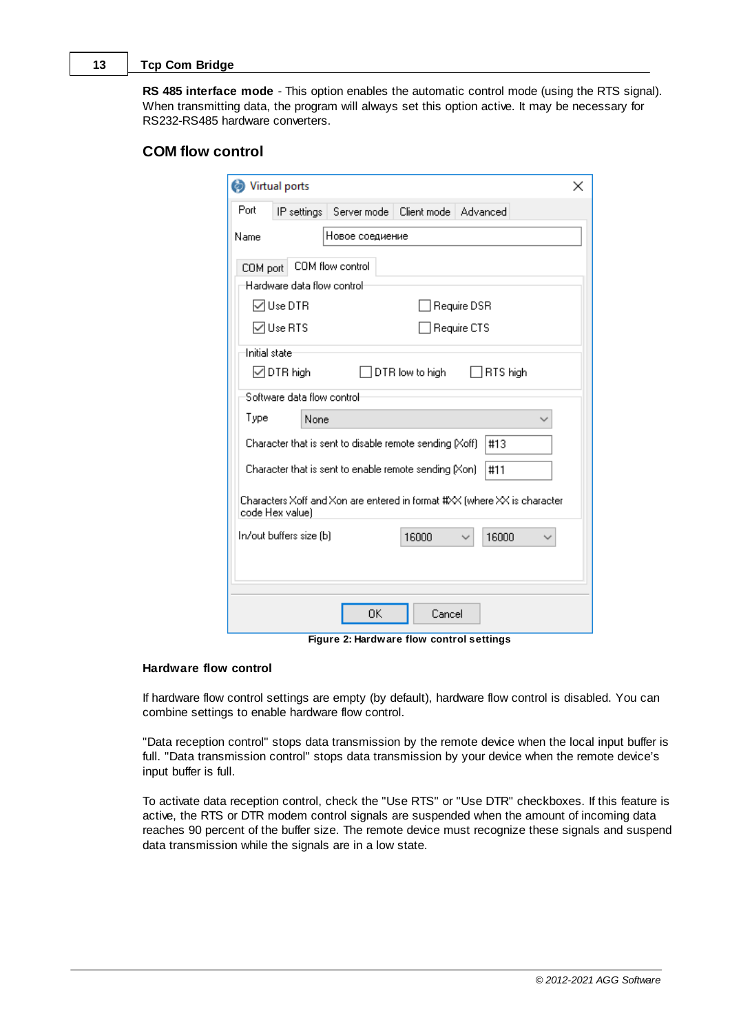**RS 485 interface mode** - This option enables the automatic control mode (using the RTS signal). When transmitting data, the program will always set this option active. It may be necessary for RS232-RS485 hardware converters.

## COM flow control

Figure 2: Hardware flow control settings

**Hardware flow control**

If hardware flow control settings are empty (by default), hardware flow control is disabled. You can combine settings to enable hardware flow control.

"Data reception control" stops data transmission by the remote device when the local input buffer is full. "Data transmission control" stops data transmission by your device when the remote device's input buffer is full.

To activate data reception control, check the "Use RTS" or "Use DTR" checkboxes. If this feature is active, the RTS or DTR modem control signals are suspended when the amount of incoming data reaches 90 percent of the buffer size. The remote device must recognize these signals and suspend data transmission while the signals are in a low state.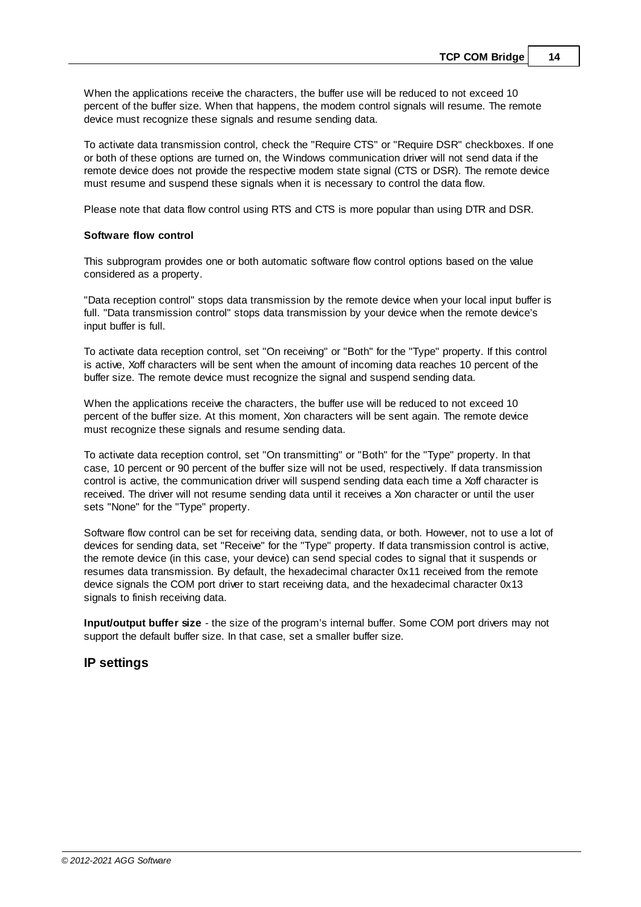When the applications receive the characters, the buffer use will be reduced to not exceed 10 percent of the buffer size. When that happens, the modem control signals will resume. The remote device must recognize these signals and resume sending data.

To activate data transmission control, check the "Require CTS" or "Require DSR" checkboxes. If one or both of these options are turned on, the Windows communication driver will not send data if the remote device does not provide the respective modem state signal (CTS or DSR). The remote device must resume and suspend these signals when it is necessary to control the data flow.

Please note that data flow control using RTS and CTS is more popular than using DTR and DSR.

**Software flow control**

This subprogram provides one or both automatic software flow control options based on the value considered as a property.

"Data reception control" stops data transmission by the remote device when your local input buffer is full. "Data transmission control" stops data transmission by your device when the remote device's input buffer is full.

To activate data reception control, set "On receiving" or "Both" for the "Type" property. If this control is active, Xoff characters will be sent when the amount of incoming data reaches 10 percent of the buffer size. The remote device must recognize the signal and suspend sending data.

When the applications receive the characters, the buffer use will be reduced to not exceed 10 percent of the buffer size. At this moment, Xon characters will be sent again. The remote device must recognize these signals and resume sending data.

To activate data reception control, set "On transmitting" or "Both" for the "Type" property. In that case, 10 percent or 90 percent of the buffer size will not be used, respectively. If data transmission control is active, the communication driver will suspend sending data each time a Xoff character is received. The driver will not resume sending data until it receives a Xon character or until the user sets "None" for the "Type" property.

Software flow control can be set for receiving data, sending data, or both. However, not to use a lot of devices for sending data, set "Receive" for the "Type" property. If data transmission control is active, the remote device (in this case, your device) can send special codes to signal that it suspends or resumes data transmission. By default, the hexadecimal character 0x11 received from the remote device signals the COM port driver to start receiving data, and the hexadecimal character 0x13 signals to finish receiving data.

**Input/output buffer size** - the size of the program's internal buffer. Some COM port drivers may not support the default buffer size. In that case, set a smaller buffer size.

## IP settings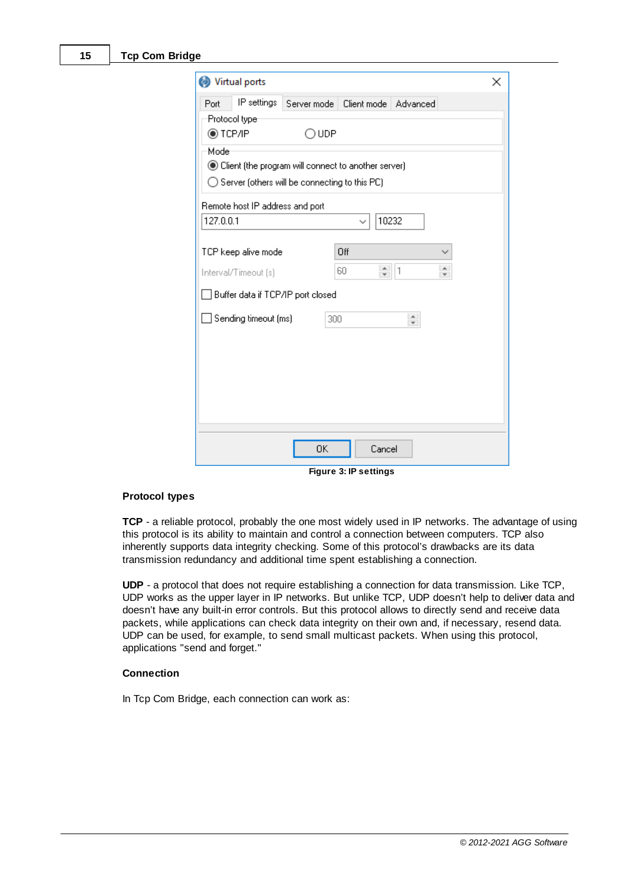Figure 3: IP settings

**Protocol types**

**TCP** - a reliable protocol, probably the one most widely used in IP networks. The advantage of using this protocol is its ability to maintain and control a connection between computers. TCP also inherently supports data integrity checking. Some of this protocol's drawbacks are its data transmission redundancy and additional time spent establishing a connection.

**UDP** - a protocol that does not require establishing a connection for data transmission. Like TCP, UDP works as the upper layer in IP networks. But unlike TCP, UDP doesn't help to deliver data and doesn't have any built-in error controls. But this protocol allows to directly send and receive data packets, while applications can check data integrity on their own and, if necessary, resend data. UDP can be used, for example, to send small multicast packets. When using this protocol, applications "send and forget."

**Connection**

In Tcp Com Bridge, each connection can work as: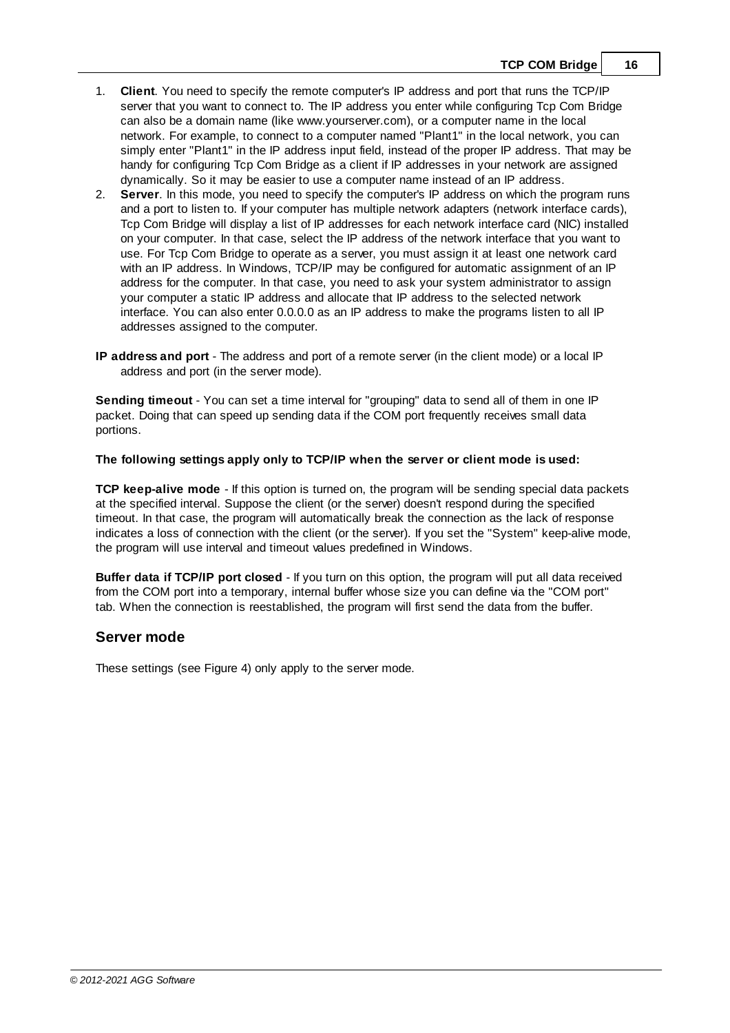1. **Client**. You need to specify the remote computer's IP address and port that runs the TCP/IP server that you want to connect to. The IP address you enter while configuring Tcp Com Bridge can also be a domain name (like www.yourserver.com), or a computer name in the local network. For example, to connect to a computer named "Plant1" in the local network, you can simply enter "Plant1" in the IP address input field, instead of the proper IP address. That may be handy for configuring Tcp Com Bridge as a client if IP addresses in your network are assigned dynamically. So it may be easier to use a computer name instead of an IP address.
2. **Server**. In this mode, you need to specify the computer's IP address on which the program runs and a port to listen to. If your computer has multiple network adapters (network interface cards), Tcp Com Bridge will display a list of IP addresses for each network interface card (NIC) installed on your computer. In that case, select the IP address of the network interface that you want to use. For Tcp Com Bridge to operate as a server, you must assign it at least one network card with an IP address. In Windows, TCP/IP may be configured for automatic assignment of an IP address for the computer. In that case, you need to ask your system administrator to assign your computer a static IP address and allocate that IP address to the selected network interface. You can also enter 0.0.0.0 as an IP address to make the programs listen to all IP addresses assigned to the computer.

**IP address and port** - The address and port of a remote server (in the client mode) or a local IP address and port (in the server mode).

**Sending timeout** - You can set a time interval for "grouping" data to send all of them in one IP packet. Doing that can speed up sending data if the COM port frequently receives small data portions.

**The following settings apply only to TCP/IP when the server or client mode is used:**

**TCP keep-alive mode** - If this option is turned on, the program will be sending special data packets at the specified interval. Suppose the client (or the server) doesn't respond during the specified timeout. In that case, the program will automatically break the connection as the lack of response indicates a loss of connection with the client (or the server). If you set the "System" keep-alive mode, the program will use interval and timeout values predefined in Windows.

**Buffer data if TCP/IP port closed** - If you turn on this option, the program will put all data received from the COM port into a temporary, internal buffer whose size you can define via the "COM port" tab. When the connection is reestablished, the program will first send the data from the buffer.

## Server mode

These settings (see Figure 4) only apply to the server mode.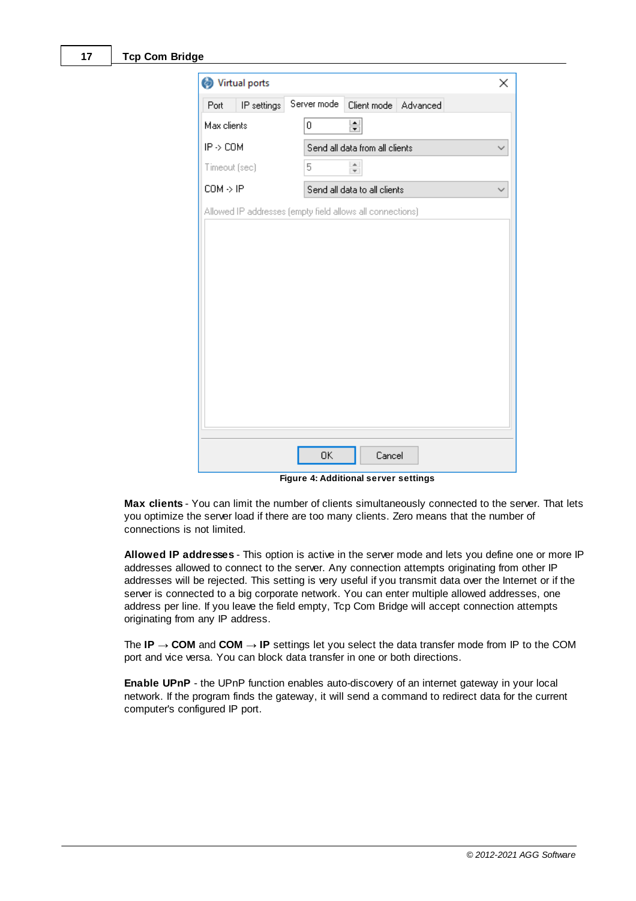Figure 4: Additional server settings

**Max clients** - You can limit the number of clients simultaneously connected to the server. That lets you optimize the server load if there are too many clients. Zero means that the number of connections is not limited.

**Allowed IP addresses** - This option is active in the server mode and lets you define one or more IP addresses allowed to connect to the server. Any connection attempts originating from other IP addresses will be rejected. This setting is very useful if you transmit data over the Internet or if the server is connected to a big corporate network. You can enter multiple allowed addresses, one address per line. If you leave the field empty, Tcp Com Bridge will accept connection attempts originating from any IP address.

The **IP → COM** and **COM → IP** settings let you select the data transfer mode from IP to the COM port and vice versa. You can block data transfer in one or both directions.

**Enable UPnP** - the UPnP function enables auto-discovery of an internet gateway in your local network. If the program finds the gateway, it will send a command to redirect data for the current computer's configured IP port.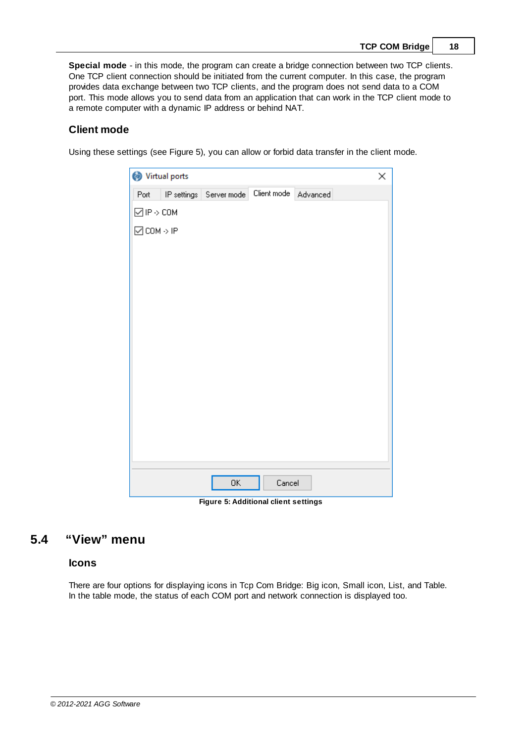**Special mode** - in this mode, the program can create a bridge connection between two TCP clients. One TCP client connection should be initiated from the current computer. In this case, the program provides data exchange between two TCP clients, and the program does not send data to a COM port. This mode allows you to send data from an application that can work in the TCP client mode to a remote computer with a dynamic IP address or behind NAT.

### Client mode

Using these settings (see Figure 5), you can allow or forbid data transfer in the client mode.

**Figure 5: Additional client settings**

## 5.4 "View" menu

### Icons

There are four options for displaying icons in Tcp Com Bridge: Big icon, Small icon, List, and Table. In the table mode, the status of each COM port and network connection is displayed too.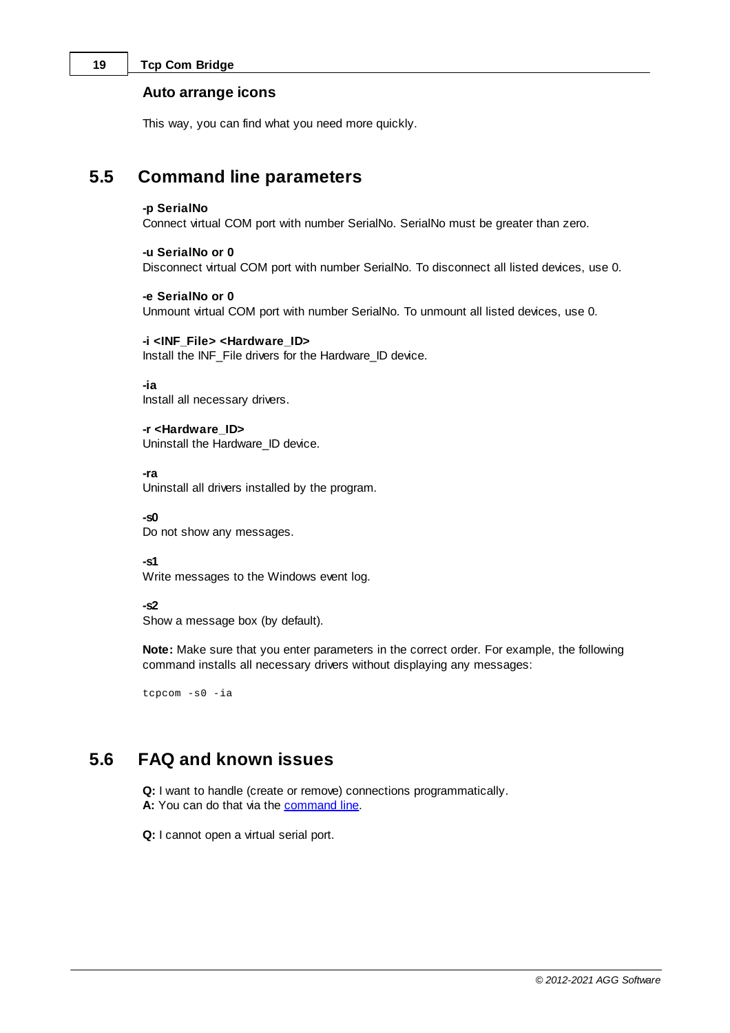### Auto arrange icons

This way, you can find what you need more quickly.

## 5.5 Command line parameters

**-p SerialNo**
Connect virtual COM port with number SerialNo. SerialNo must be greater than zero.

**-u SerialNo or 0**
Disconnect virtual COM port with number SerialNo. To disconnect all listed devices, use 0.

**-e SerialNo or 0**
Unmount virtual COM port with number SerialNo. To unmount all listed devices, use 0.

**-i <INF_File> <Hardware_ID>**
Install the INF_File drivers for the Hardware_ID device.

**-ia**
Install all necessary drivers.

**-r <Hardware_ID>**
Uninstall the Hardware_ID device.

**-ra**
Uninstall all drivers installed by the program.

**-s0**
Do not show any messages.

**-s1**
Write messages to the Windows event log.

**-s2**
Show a message box (by default).

**Note:** Make sure that you enter parameters in the correct order. For example, the following command installs all necessary drivers without displaying any messages:

```
tcpcom -s0 -ia
```

## 5.6 FAQ and known issues

**Q:** I want to handle (create or remove) connections programmatically.
**A:** You can do that via the command line.

**Q:** I cannot open a virtual serial port.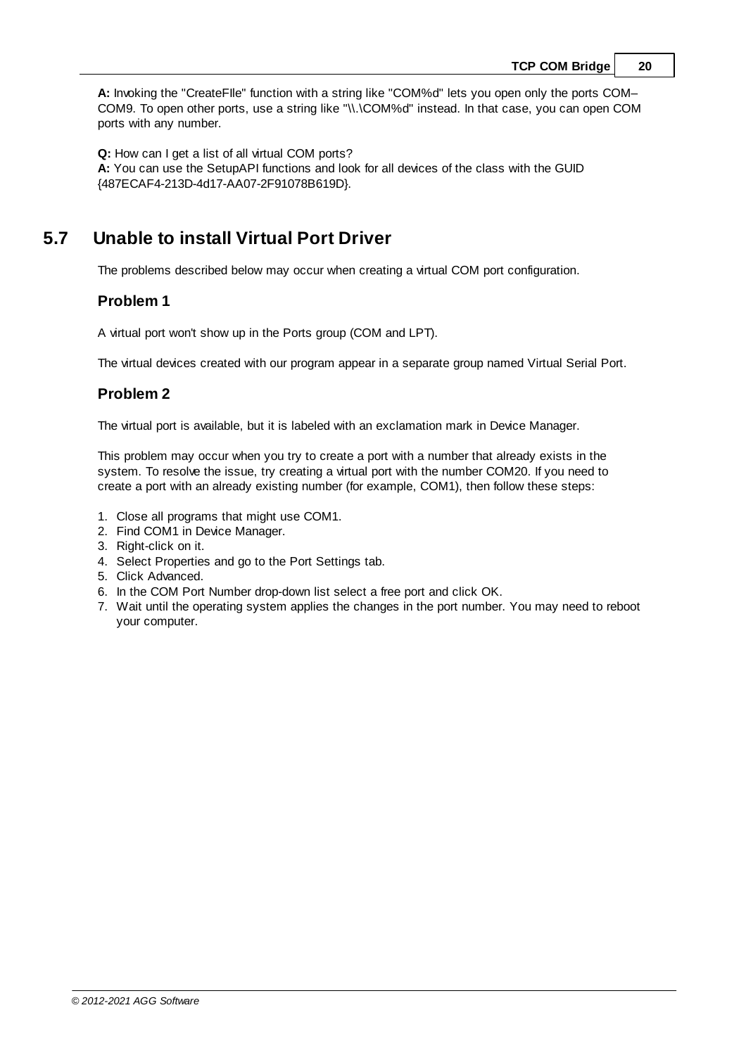**A:** Invoking the "CreateFIle" function with a string like "COM%d" lets you open only the ports COM–COM9. To open other ports, use a string like "\\.\COM%d" instead. In that case, you can open COM ports with any number.

**Q:** How can I get a list of all virtual COM ports?
**A:** You can use the SetupAPI functions and look for all devices of the class with the GUID {487ECAF4-213D-4d17-AA07-2F91078B619D}.

## 5.7 Unable to install Virtual Port Driver

The problems described below may occur when creating a virtual COM port configuration.

### Problem 1

A virtual port won't show up in the Ports group (COM and LPT).

The virtual devices created with our program appear in a separate group named Virtual Serial Port.

### Problem 2

The virtual port is available, but it is labeled with an exclamation mark in Device Manager.

This problem may occur when you try to create a port with a number that already exists in the system. To resolve the issue, try creating a virtual port with the number COM20. If you need to create a port with an already existing number (for example, COM1), then follow these steps:

1. Close all programs that might use COM1.
2. Find COM1 in Device Manager.
3. Right-click on it.
4. Select Properties and go to the Port Settings tab.
5. Click Advanced.
6. In the COM Port Number drop-down list select a free port and click OK.
7. Wait until the operating system applies the changes in the port number. You may need to reboot your computer.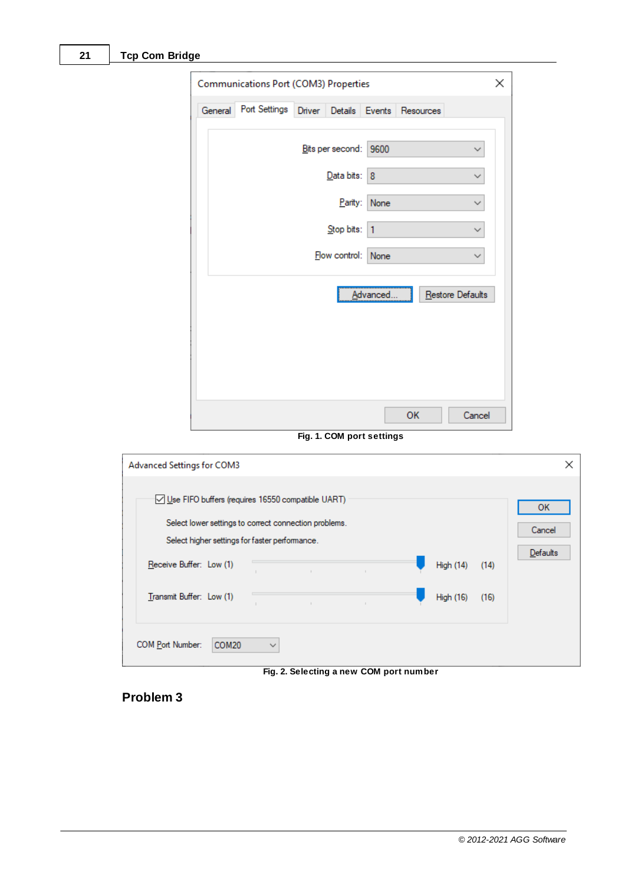Fig. 1. COM port settings

Fig. 2. Selecting a new COM port number

## Problem 3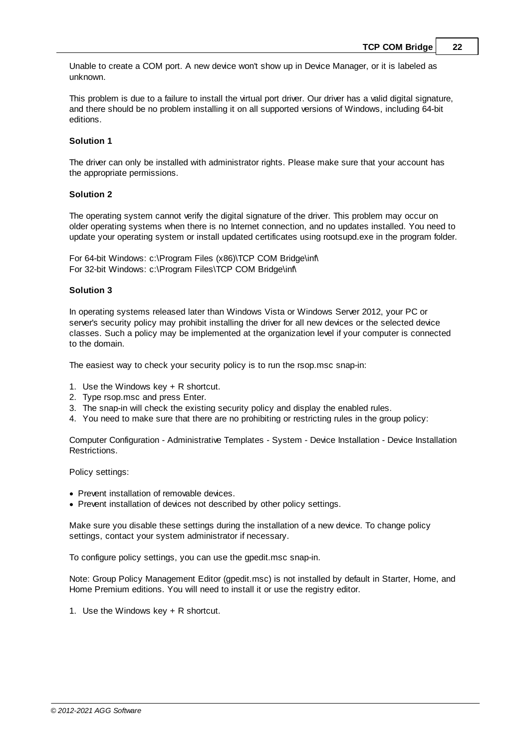Unable to create a COM port. A new device won't show up in Device Manager, or it is labeled as unknown.

This problem is due to a failure to install the virtual port driver. Our driver has a valid digital signature, and there should be no problem installing it on all supported versions of Windows, including 64-bit editions.

**Solution 1**

The driver can only be installed with administrator rights. Please make sure that your account has the appropriate permissions.

**Solution 2**

The operating system cannot verify the digital signature of the driver. This problem may occur on older operating systems when there is no Internet connection, and no updates installed. You need to update your operating system or install updated certificates using rootsupd.exe in the program folder.

For 64-bit Windows: c:\Program Files (x86)\TCP COM Bridge\inf\
For 32-bit Windows: c:\Program Files\TCP COM Bridge\inf\

**Solution 3**

In operating systems released later than Windows Vista or Windows Server 2012, your PC or server's security policy may prohibit installing the driver for all new devices or the selected device classes. Such a policy may be implemented at the organization level if your computer is connected to the domain.

The easiest way to check your security policy is to run the rsop.msc snap-in:

1. Use the Windows key + R shortcut.
2. Type rsop.msc and press Enter.
3. The snap-in will check the existing security policy and display the enabled rules.
4. You need to make sure that there are no prohibiting or restricting rules in the group policy:

Computer Configuration - Administrative Templates - System - Device Installation - Device Installation Restrictions.

Policy settings:

- Prevent installation of removable devices.
- Prevent installation of devices not described by other policy settings.

Make sure you disable these settings during the installation of a new device. To change policy settings, contact your system administrator if necessary.

To configure policy settings, you can use the gpedit.msc snap-in.

Note: Group Policy Management Editor (gpedit.msc) is not installed by default in Starter, Home, and Home Premium editions. You will need to install it or use the registry editor.

1. Use the Windows key + R shortcut.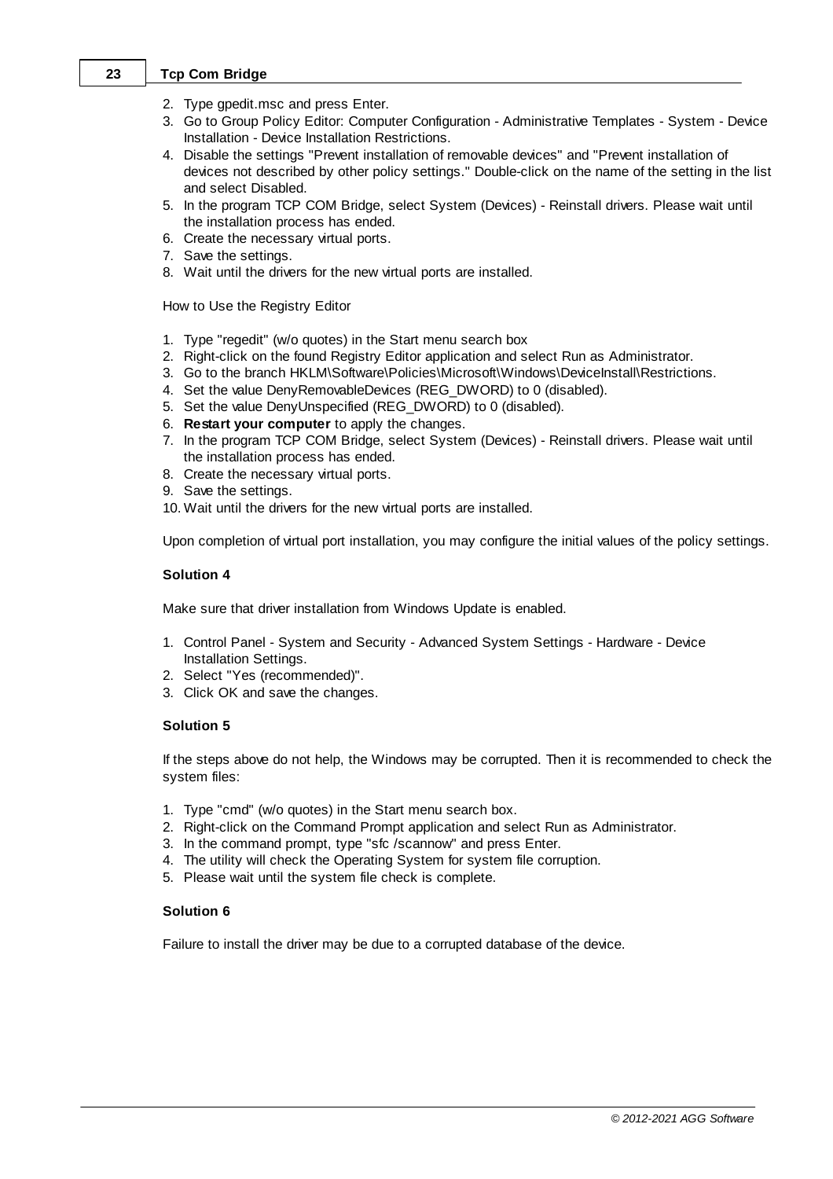2. Type gpedit.msc and press Enter.
3. Go to Group Policy Editor: Computer Configuration - Administrative Templates - System - Device Installation - Device Installation Restrictions.
4. Disable the settings "Prevent installation of removable devices" and "Prevent installation of devices not described by other policy settings." Double-click on the name of the setting in the list and select Disabled.
5. In the program TCP COM Bridge, select System (Devices) - Reinstall drivers. Please wait until the installation process has ended.
6. Create the necessary virtual ports.
7. Save the settings.
8. Wait until the drivers for the new virtual ports are installed.

How to Use the Registry Editor

1. Type "regedit" (w/o quotes) in the Start menu search box
2. Right-click on the found Registry Editor application and select Run as Administrator.
3. Go to the branch HKLM\Software\Policies\Microsoft\Windows\DeviceInstall\Restrictions.
4. Set the value DenyRemovableDevices (REG_DWORD) to 0 (disabled).
5. Set the value DenyUnspecified (REG_DWORD) to 0 (disabled).
6. **Restart your computer** to apply the changes.
7. In the program TCP COM Bridge, select System (Devices) - Reinstall drivers. Please wait until the installation process has ended.
8. Create the necessary virtual ports.
9. Save the settings.
10. Wait until the drivers for the new virtual ports are installed.

Upon completion of virtual port installation, you may configure the initial values of the policy settings.

**Solution 4**

Make sure that driver installation from Windows Update is enabled.

1. Control Panel - System and Security - Advanced System Settings - Hardware - Device Installation Settings.
2. Select "Yes (recommended)".
3. Click OK and save the changes.

**Solution 5**

If the steps above do not help, the Windows may be corrupted. Then it is recommended to check the system files:

1. Type "cmd" (w/o quotes) in the Start menu search box.
2. Right-click on the Command Prompt application and select Run as Administrator.
3. In the command prompt, type "sfc /scannow" and press Enter.
4. The utility will check the Operating System for system file corruption.
5. Please wait until the system file check is complete.

**Solution 6**

Failure to install the driver may be due to a corrupted database of the device.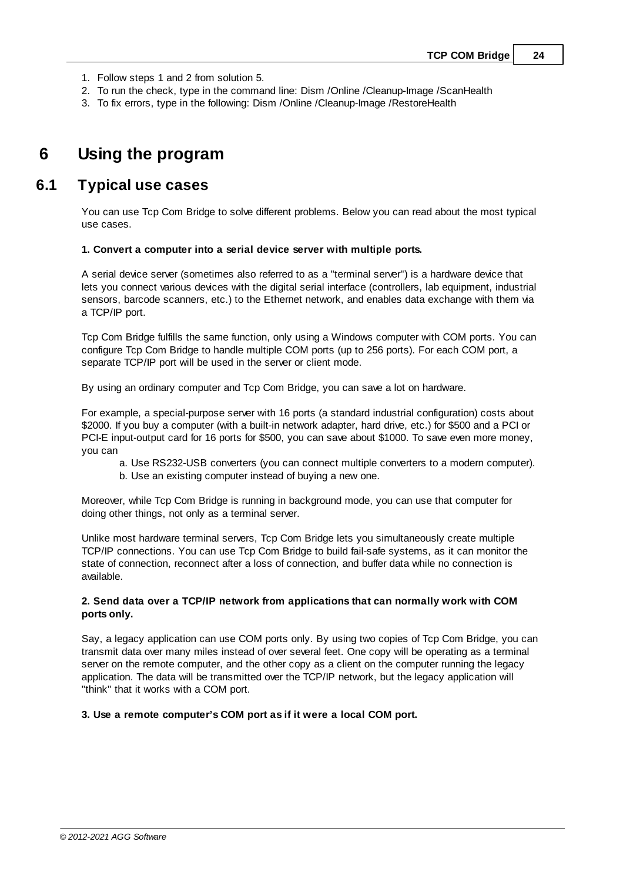1. Follow steps 1 and 2 from solution 5.
2. To run the check, type in the command line: Dism /Online /Cleanup-Image /ScanHealth
3. To fix errors, type in the following: Dism /Online /Cleanup-Image /RestoreHealth

# 6 Using the program

## 6.1 Typical use cases

You can use Tcp Com Bridge to solve different problems. Below you can read about the most typical use cases.

**1. Convert a computer into a serial device server with multiple ports.**

A serial device server (sometimes also referred to as a "terminal server") is a hardware device that lets you connect various devices with the digital serial interface (controllers, lab equipment, industrial sensors, barcode scanners, etc.) to the Ethernet network, and enables data exchange with them via a TCP/IP port.

Tcp Com Bridge fulfills the same function, only using a Windows computer with COM ports. You can configure Tcp Com Bridge to handle multiple COM ports (up to 256 ports). For each COM port, a separate TCP/IP port will be used in the server or client mode.

By using an ordinary computer and Tcp Com Bridge, you can save a lot on hardware.

For example, a special-purpose server with 16 ports (a standard industrial configuration) costs about $2000. If you buy a computer (with a built-in network adapter, hard drive, etc.) for $500 and a PCI or PCI-E input-output card for 16 ports for $500, you can save about $1000. To save even more money, you can

a. Use RS232-USB converters (you can connect multiple converters to a modern computer).
b. Use an existing computer instead of buying a new one.

Moreover, while Tcp Com Bridge is running in background mode, you can use that computer for doing other things, not only as a terminal server.

Unlike most hardware terminal servers, Tcp Com Bridge lets you simultaneously create multiple TCP/IP connections. You can use Tcp Com Bridge to build fail-safe systems, as it can monitor the state of connection, reconnect after a loss of connection, and buffer data while no connection is available.

**2. Send data over a TCP/IP network from applications that can normally work with COM ports only.**

Say, a legacy application can use COM ports only. By using two copies of Tcp Com Bridge, you can transmit data over many miles instead of over several feet. One copy will be operating as a terminal server on the remote computer, and the other copy as a client on the computer running the legacy application. The data will be transmitted over the TCP/IP network, but the legacy application will "think" that it works with a COM port.

**3. Use a remote computer's COM port as if it were a local COM port.**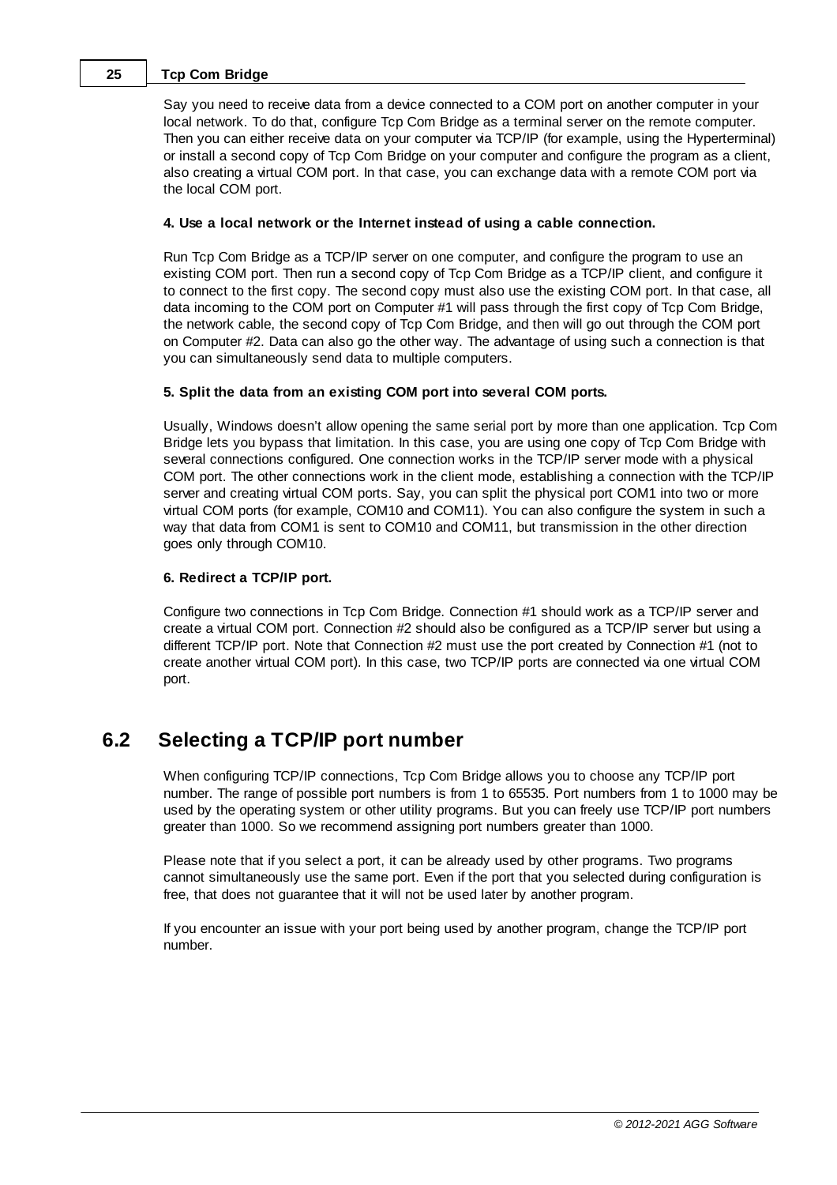Say you need to receive data from a device connected to a COM port on another computer in your local network. To do that, configure Tcp Com Bridge as a terminal server on the remote computer. Then you can either receive data on your computer via TCP/IP (for example, using the Hyperterminal) or install a second copy of Tcp Com Bridge on your computer and configure the program as a client, also creating a virtual COM port. In that case, you can exchange data with a remote COM port via the local COM port.

**4. Use a local network or the Internet instead of using a cable connection.**

Run Tcp Com Bridge as a TCP/IP server on one computer, and configure the program to use an existing COM port. Then run a second copy of Tcp Com Bridge as a TCP/IP client, and configure it to connect to the first copy. The second copy must also use the existing COM port. In that case, all data incoming to the COM port on Computer #1 will pass through the first copy of Tcp Com Bridge, the network cable, the second copy of Tcp Com Bridge, and then will go out through the COM port on Computer #2. Data can also go the other way. The advantage of using such a connection is that you can simultaneously send data to multiple computers.

**5. Split the data from an existing COM port into several COM ports.**

Usually, Windows doesn't allow opening the same serial port by more than one application. Tcp Com Bridge lets you bypass that limitation. In this case, you are using one copy of Tcp Com Bridge with several connections configured. One connection works in the TCP/IP server mode with a physical COM port. The other connections work in the client mode, establishing a connection with the TCP/IP server and creating virtual COM ports. Say, you can split the physical port COM1 into two or more virtual COM ports (for example, COM10 and COM11). You can also configure the system in such a way that data from COM1 is sent to COM10 and COM11, but transmission in the other direction goes only through COM10.

**6. Redirect a TCP/IP port.**

Configure two connections in Tcp Com Bridge. Connection #1 should work as a TCP/IP server and create a virtual COM port. Connection #2 should also be configured as a TCP/IP server but using a different TCP/IP port. Note that Connection #2 must use the port created by Connection #1 (not to create another virtual COM port). In this case, two TCP/IP ports are connected via one virtual COM port.

## 6.2 Selecting a TCP/IP port number

When configuring TCP/IP connections, Tcp Com Bridge allows you to choose any TCP/IP port number. The range of possible port numbers is from 1 to 65535. Port numbers from 1 to 1000 may be used by the operating system or other utility programs. But you can freely use TCP/IP port numbers greater than 1000. So we recommend assigning port numbers greater than 1000.

Please note that if you select a port, it can be already used by other programs. Two programs cannot simultaneously use the same port. Even if the port that you selected during configuration is free, that does not guarantee that it will not be used later by another program.

If you encounter an issue with your port being used by another program, change the TCP/IP port number.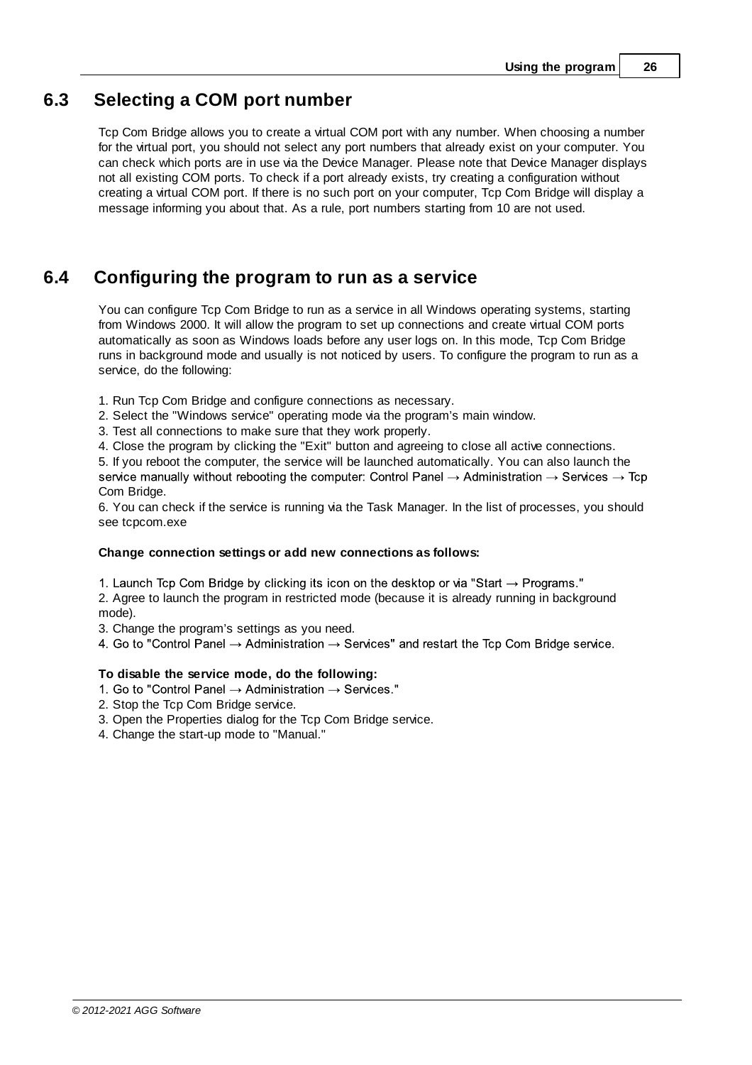## 6.3 Selecting a COM port number

Tcp Com Bridge allows you to create a virtual COM port with any number. When choosing a number for the virtual port, you should not select any port numbers that already exist on your computer. You can check which ports are in use via the Device Manager. Please note that Device Manager displays not all existing COM ports. To check if a port already exists, try creating a configuration without creating a virtual COM port. If there is no such port on your computer, Tcp Com Bridge will display a message informing you about that. As a rule, port numbers starting from 10 are not used.

## 6.4 Configuring the program to run as a service

You can configure Tcp Com Bridge to run as a service in all Windows operating systems, starting from Windows 2000. It will allow the program to set up connections and create virtual COM ports automatically as soon as Windows loads before any user logs on. In this mode, Tcp Com Bridge runs in background mode and usually is not noticed by users. To configure the program to run as a service, do the following:

1. Run Tcp Com Bridge and configure connections as necessary.
2. Select the "Windows service" operating mode via the program's main window.
3. Test all connections to make sure that they work properly.
4. Close the program by clicking the "Exit" button and agreeing to close all active connections.
5. If you reboot the computer, the service will be launched automatically. You can also launch the service manually without rebooting the computer: Control Panel → Administration → Services → Tcp Com Bridge.
6. You can check if the service is running via the Task Manager. In the list of processes, you should see tcpcom.exe

**Change connection settings or add new connections as follows:**

1. Launch Tcp Com Bridge by clicking its icon on the desktop or via "Start → Programs."
2. Agree to launch the program in restricted mode (because it is already running in background mode).
3. Change the program's settings as you need.
4. Go to "Control Panel → Administration → Services" and restart the Tcp Com Bridge service.

**To disable the service mode, do the following:**

1. Go to "Control Panel → Administration → Services."
2. Stop the Tcp Com Bridge service.
3. Open the Properties dialog for the Tcp Com Bridge service.
4. Change the start-up mode to "Manual."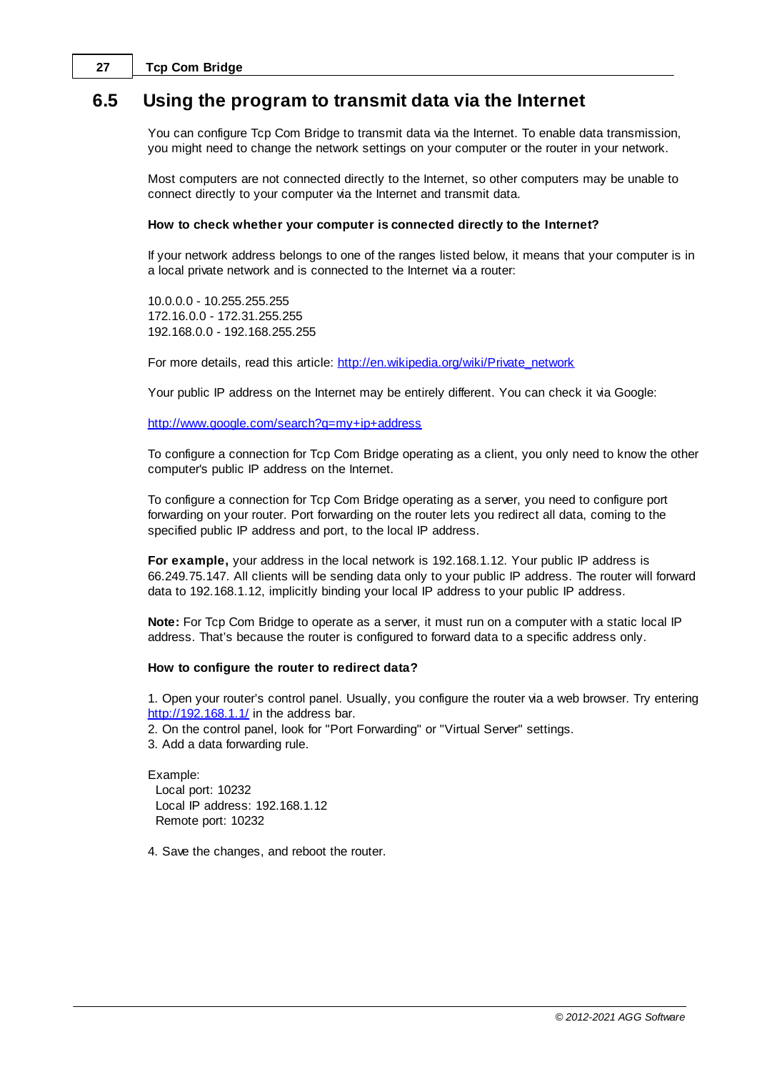## 6.5 Using the program to transmit data via the Internet

You can configure Tcp Com Bridge to transmit data via the Internet. To enable data transmission, you might need to change the network settings on your computer or the router in your network.

Most computers are not connected directly to the Internet, so other computers may be unable to connect directly to your computer via the Internet and transmit data.

**How to check whether your computer is connected directly to the Internet?**

If your network address belongs to one of the ranges listed below, it means that your computer is in a local private network and is connected to the Internet via a router:

10.0.0.0 - 10.255.255.255
172.16.0.0 - 172.31.255.255
192.168.0.0 - 192.168.255.255

For more details, read this article: [http://en.wikipedia.org/wiki/Private_network](http://en.wikipedia.org/wiki/Private_network)

Your public IP address on the Internet may be entirely different. You can check it via Google:

[http://www.google.com/search?q=my+ip+address](http://www.google.com/search?q=my+ip+address)

To configure a connection for Tcp Com Bridge operating as a client, you only need to know the other computer's public IP address on the Internet.

To configure a connection for Tcp Com Bridge operating as a server, you need to configure port forwarding on your router. Port forwarding on the router lets you redirect all data, coming to the specified public IP address and port, to the local IP address.

**For example,** your address in the local network is 192.168.1.12. Your public IP address is 66.249.75.147. All clients will be sending data only to your public IP address. The router will forward data to 192.168.1.12, implicitly binding your local IP address to your public IP address.

**Note:** For Tcp Com Bridge to operate as a server, it must run on a computer with a static local IP address. That's because the router is configured to forward data to a specific address only.

**How to configure the router to redirect data?**

1. Open your router's control panel. Usually, you configure the router via a web browser. Try entering [http://192.168.1.1/](http://192.168.1.1/) in the address bar.
2. On the control panel, look for "Port Forwarding" or "Virtual Server" settings.
3. Add a data forwarding rule.

Example:
  Local port: 10232
  Local IP address: 192.168.1.12
  Remote port: 10232

4. Save the changes, and reboot the router.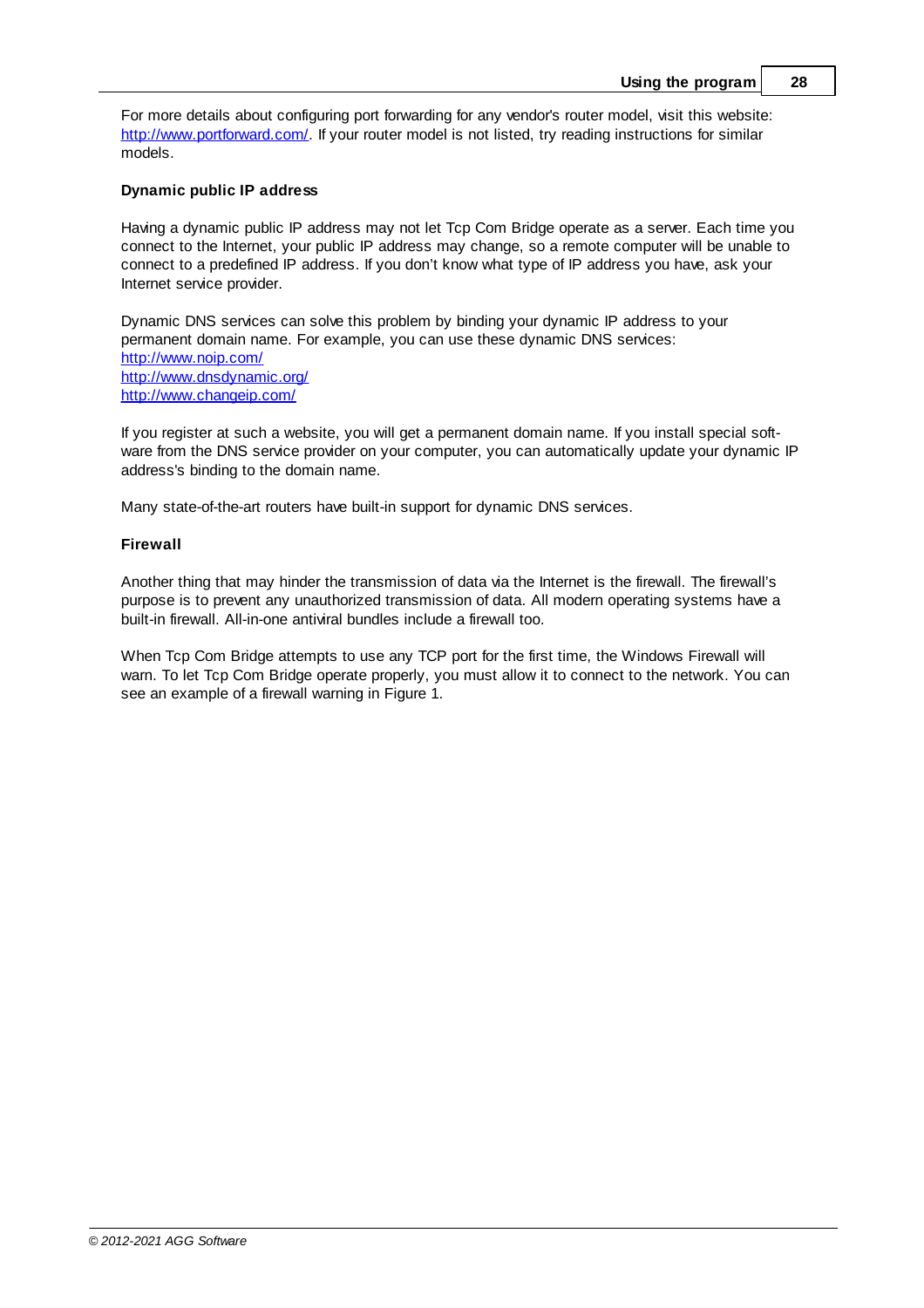For more details about configuring port forwarding for any vendor's router model, visit this website: [http://www.portforward.com/](http://www.portforward.com/). If your router model is not listed, try reading instructions for similar models.

#### Dynamic public IP address

Having a dynamic public IP address may not let Tcp Com Bridge operate as a server. Each time you connect to the Internet, your public IP address may change, so a remote computer will be unable to connect to a predefined IP address. If you don't know what type of IP address you have, ask your Internet service provider.

Dynamic DNS services can solve this problem by binding your dynamic IP address to your permanent domain name. For example, you can use these dynamic DNS services:
[http://www.noip.com/](http://www.noip.com/)
[http://www.dnsdynamic.org/](http://www.dnsdynamic.org/)
[http://www.changeip.com/](http://www.changeip.com/)

If you register at such a website, you will get a permanent domain name. If you install special software from the DNS service provider on your computer, you can automatically update your dynamic IP address's binding to the domain name.

Many state-of-the-art routers have built-in support for dynamic DNS services.

#### Firewall

Another thing that may hinder the transmission of data via the Internet is the firewall. The firewall's purpose is to prevent any unauthorized transmission of data. All modern operating systems have a built-in firewall. All-in-one antiviral bundles include a firewall too.

When Tcp Com Bridge attempts to use any TCP port for the first time, the Windows Firewall will warn. To let Tcp Com Bridge operate properly, you must allow it to connect to the network. You can see an example of a firewall warning in Figure 1.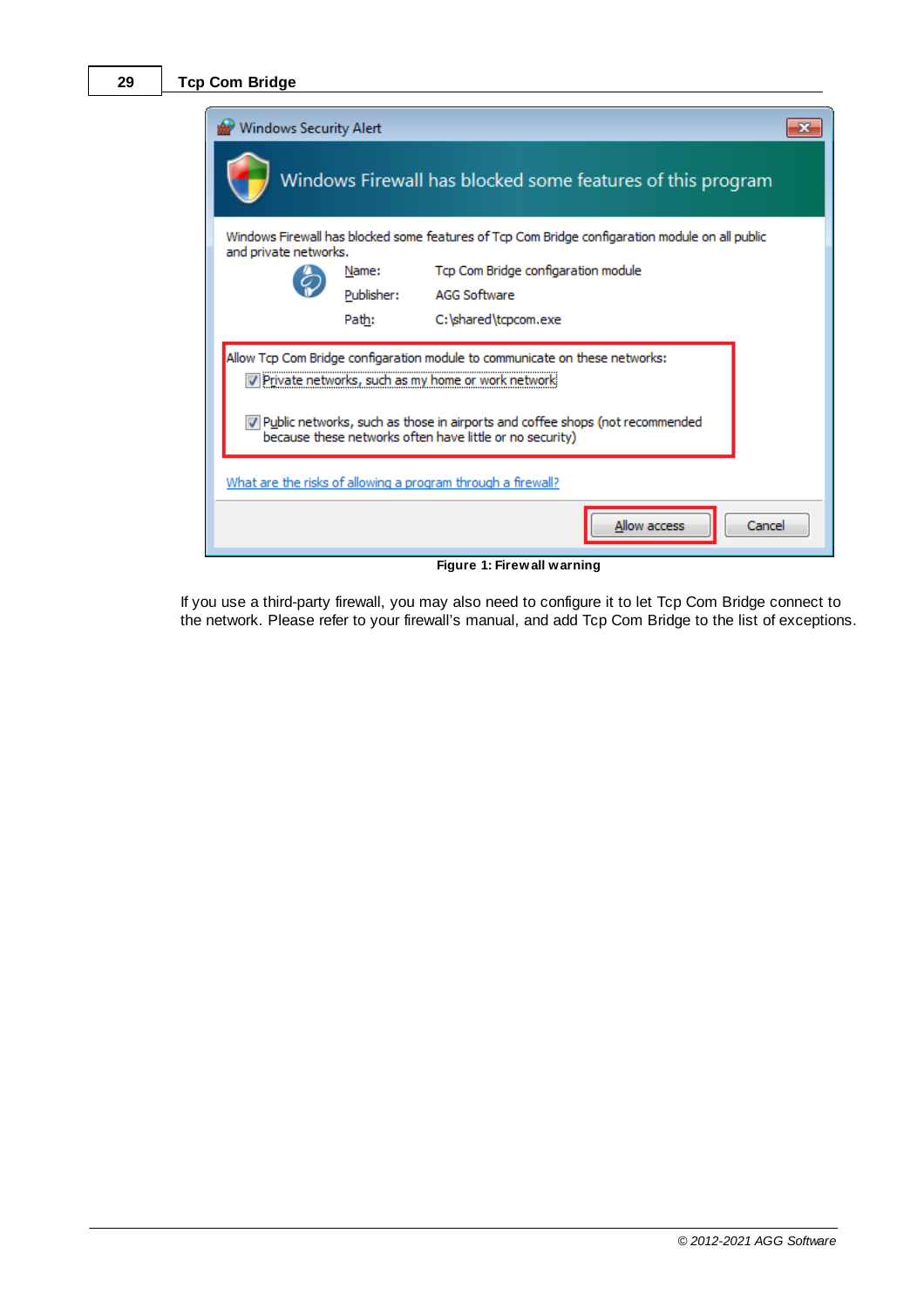Figure 1: Firewall warning

If you use a third-party firewall, you may also need to configure it to let Tcp Com Bridge connect to the network. Please refer to your firewall's manual, and add Tcp Com Bridge to the list of exceptions.